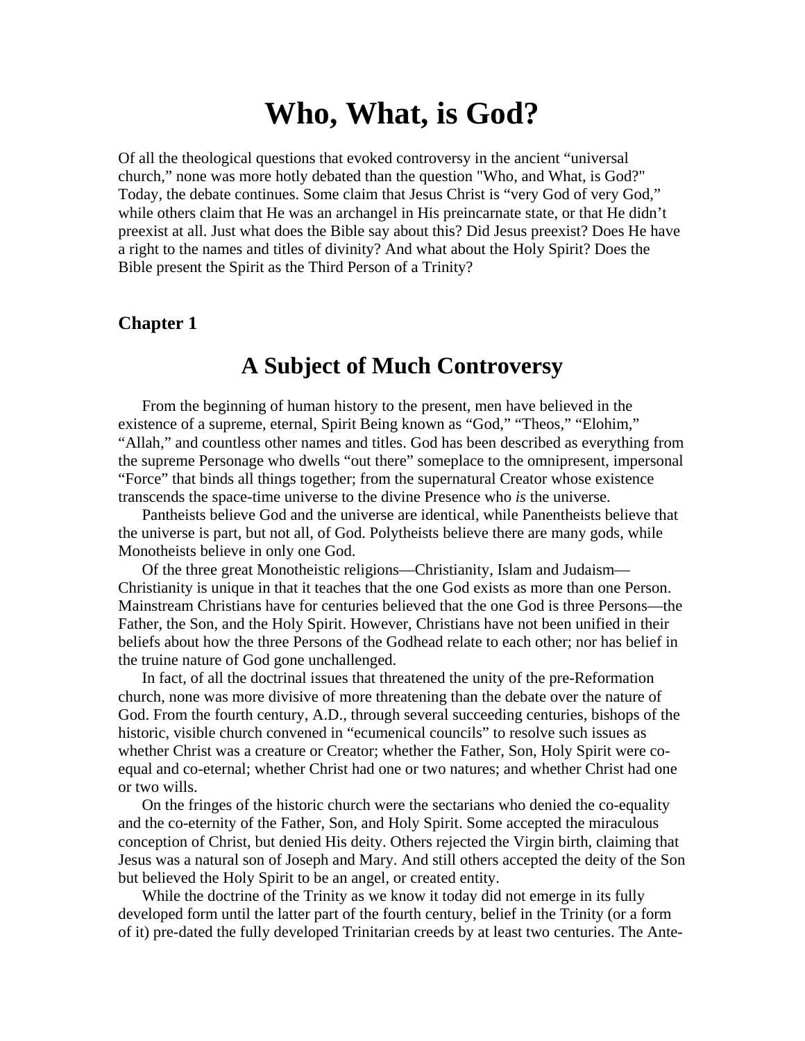# Who, What, is God?

Of all the theological questions that evoked controversy in the ancient "universal church," none was more hotly debated than the question "Who, and What, is God?" Today, the debate continues. Some claim that Jesus Christ is "very God of very God," while others claim that He was an archangel in His preincarnate state, or that He didn't preexist at all. Just what does the Bible say about this? Did Jesus preexist? Does He have a right to the names and titles of divinity? And what about the Holy Spirit? Does the Bible present the Spirit as the Third Person of a Trinity?

### Chapter 1

## A Subject of Much Controversy

From the beginning of human history to the present, men have believed in the existence of a supreme, eternal, Spirit Being known as "God," "Theos," "Elohim," "Allah," and countless other names and titles. God has been described as everything from the supreme Personage who dwells "out there" someplace to the omnipresent, impersonal "Force" that binds all things together; from the supernatural Creator whose existence transcends the space-time universe to the divine Presence who *is* the universe.

Pantheists believe God and the universe are identical, while Panentheists believe that the universe is part, but not all, of God. Polytheists believe there are many gods, while Monotheists believe in only one God.

Of the three great Monotheistic religions—Christianity, Islam and Judaism—Christianity is unique in that it teaches that the one God exists as more than one Person. Mainstream Christians have for centuries believed that the one God is three Persons—the Father, the Son, and the Holy Spirit. However, Christians have not been unified in their beliefs about how the three Persons of the Godhead relate to each other; nor has belief in the truine nature of God gone unchallenged.

In fact, of all the doctrinal issues that threatened the unity of the pre-Reformation church, none was more divisive of more threatening than the debate over the nature of God. From the fourth century, A.D., through several succeeding centuries, bishops of the historic, visible church convened in "ecumenical councils" to resolve such issues as whether Christ was a creature or Creator; whether the Father, Son, Holy Spirit were co-equal and co-eternal; whether Christ had one or two natures; and whether Christ had one or two wills.

On the fringes of the historic church were the sectarians who denied the co-equality and the co-eternity of the Father, Son, and Holy Spirit. Some accepted the miraculous conception of Christ, but denied His deity. Others rejected the Virgin birth, claiming that Jesus was a natural son of Joseph and Mary. And still others accepted the deity of the Son but believed the Holy Spirit to be an angel, or created entity.

While the doctrine of the Trinity as we know it today did not emerge in its fully developed form until the latter part of the fourth century, belief in the Trinity (or a form of it) pre-dated the fully developed Trinitarian creeds by at least two centuries. The Ante-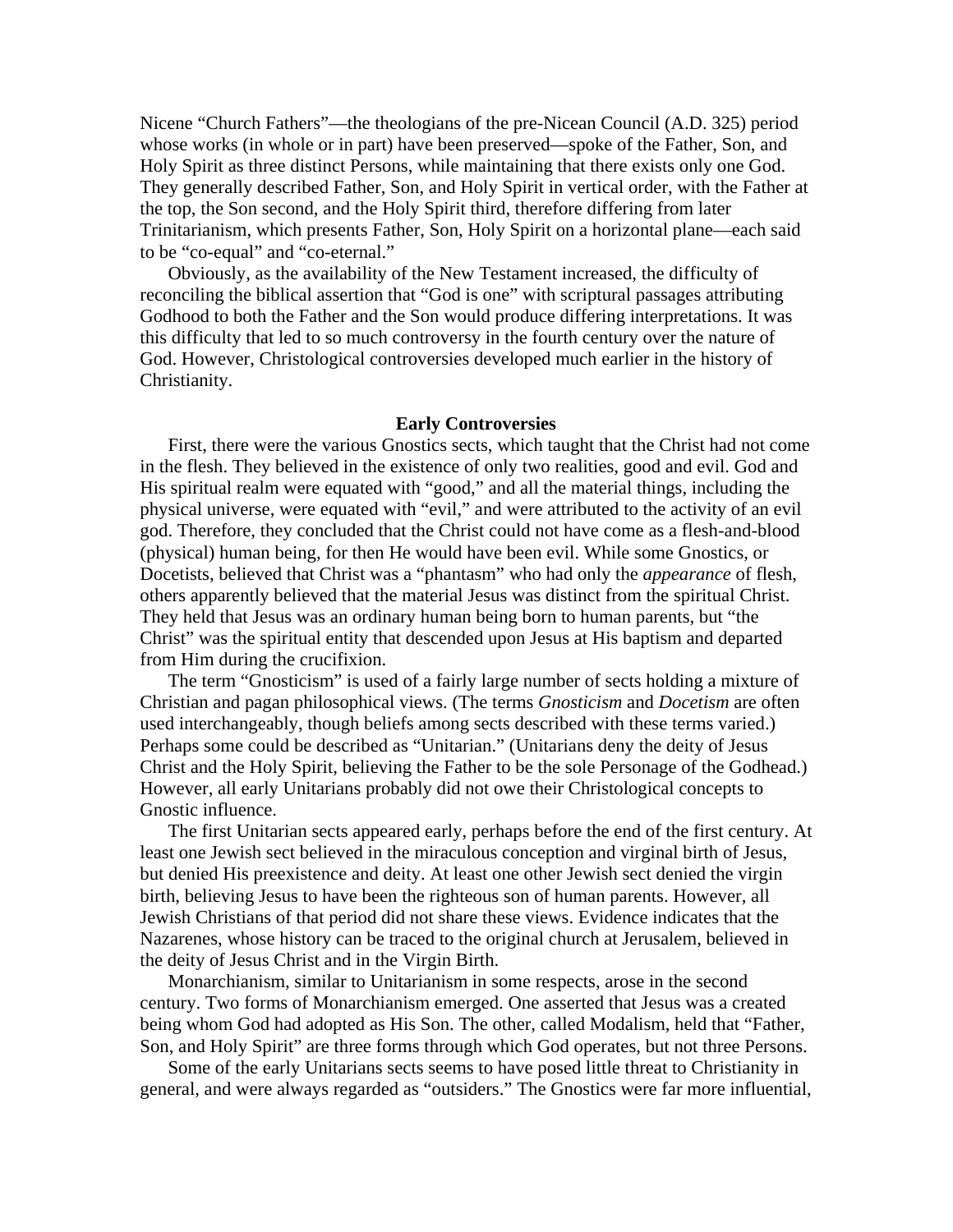Nicene "Church Fathers"—the theologians of the pre-Nicean Council (A.D. 325) period whose works (in whole or in part) have been preserved—spoke of the Father, Son, and Holy Spirit as three distinct Persons, while maintaining that there exists only one God. They generally described Father, Son, and Holy Spirit in vertical order, with the Father at the top, the Son second, and the Holy Spirit third, therefore differing from later Trinitarianism, which presents Father, Son, Holy Spirit on a horizontal plane—each said to be "co-equal" and "co-eternal."

Obviously, as the availability of the New Testament increased, the difficulty of reconciling the biblical assertion that "God is one" with scriptural passages attributing Godhood to both the Father and the Son would produce differing interpretations. It was this difficulty that led to so much controversy in the fourth century over the nature of God. However, Christological controversies developed much earlier in the history of Christianity.

### Early Controversies

First, there were the various Gnostics sects, which taught that the Christ had not come in the flesh. They believed in the existence of only two realities, good and evil. God and His spiritual realm were equated with "good," and all the material things, including the physical universe, were equated with "evil," and were attributed to the activity of an evil god. Therefore, they concluded that the Christ could not have come as a flesh-and-blood (physical) human being, for then He would have been evil. While some Gnostics, or Docetists, believed that Christ was a "phantasm" who had only the *appearance* of flesh, others apparently believed that the material Jesus was distinct from the spiritual Christ. They held that Jesus was an ordinary human being born to human parents, but "the Christ" was the spiritual entity that descended upon Jesus at His baptism and departed from Him during the crucifixion.

The term "Gnosticism" is used of a fairly large number of sects holding a mixture of Christian and pagan philosophical views. (The terms *Gnosticism* and *Docetism* are often used interchangeably, though beliefs among sects described with these terms varied.) Perhaps some could be described as "Unitarian." (Unitarians deny the deity of Jesus Christ and the Holy Spirit, believing the Father to be the sole Personage of the Godhead.) However, all early Unitarians probably did not owe their Christological concepts to Gnostic influence.

The first Unitarian sects appeared early, perhaps before the end of the first century. At least one Jewish sect believed in the miraculous conception and virginal birth of Jesus, but denied His preexistence and deity. At least one other Jewish sect denied the virgin birth, believing Jesus to have been the righteous son of human parents. However, all Jewish Christians of that period did not share these views. Evidence indicates that the Nazarenes, whose history can be traced to the original church at Jerusalem, believed in the deity of Jesus Christ and in the Virgin Birth.

Monarchianism, similar to Unitarianism in some respects, arose in the second century. Two forms of Monarchianism emerged. One asserted that Jesus was a created being whom God had adopted as His Son. The other, called Modalism, held that "Father, Son, and Holy Spirit" are three forms through which God operates, but not three Persons.

Some of the early Unitarians sects seems to have posed little threat to Christianity in general, and were always regarded as "outsiders." The Gnostics were far more influential,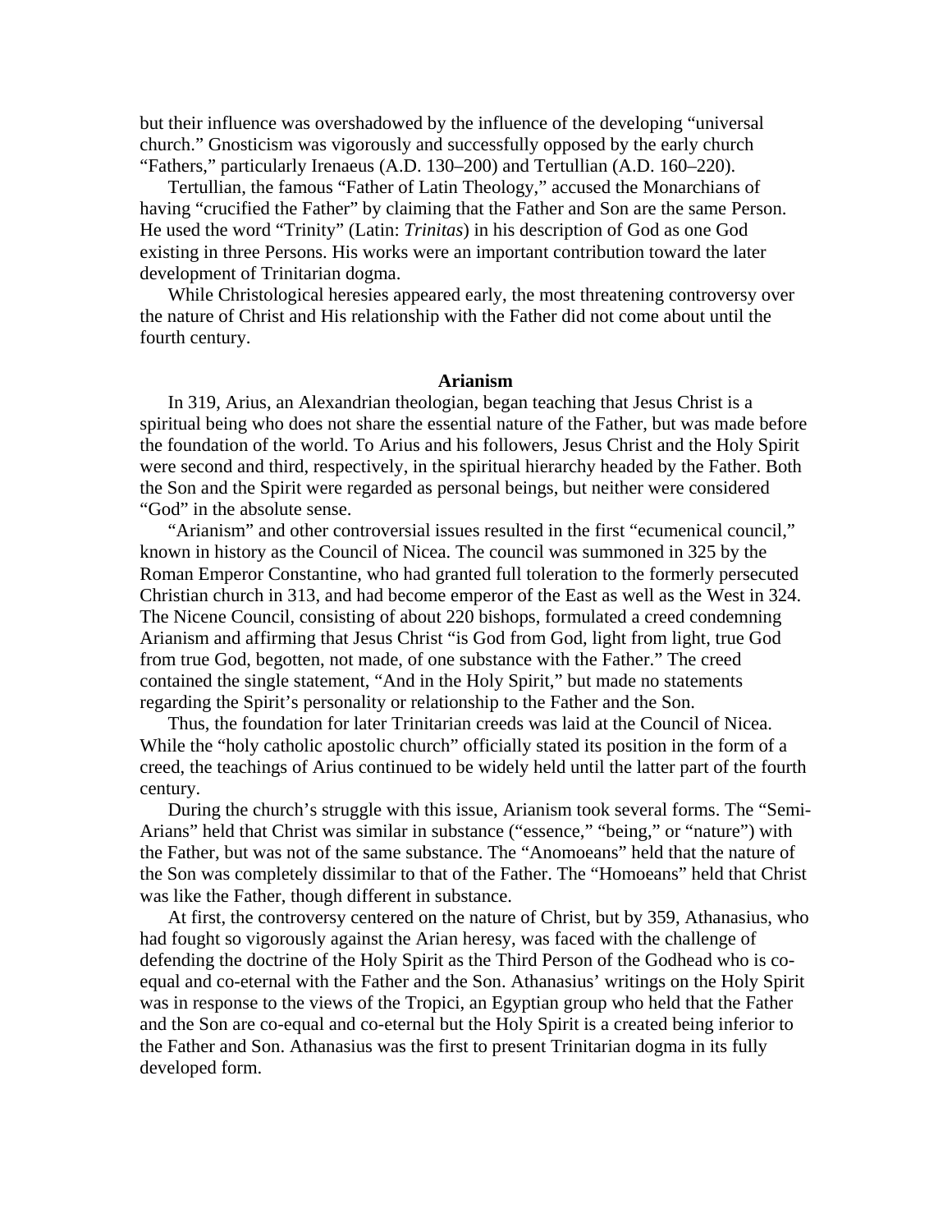but their influence was overshadowed by the influence of the developing "universal church." Gnosticism was vigorously and successfully opposed by the early church "Fathers," particularly Irenaeus (A.D. 130–200) and Tertullian (A.D. 160–220).

Tertullian, the famous "Father of Latin Theology," accused the Monarchians of having "crucified the Father" by claiming that the Father and Son are the same Person. He used the word "Trinity" (Latin: *Trinitas*) in his description of God as one God existing in three Persons. His works were an important contribution toward the later development of Trinitarian dogma.

While Christological heresies appeared early, the most threatening controversy over the nature of Christ and His relationship with the Father did not come about until the fourth century.

## Arianism

In 319, Arius, an Alexandrian theologian, began teaching that Jesus Christ is a spiritual being who does not share the essential nature of the Father, but was made before the foundation of the world. To Arius and his followers, Jesus Christ and the Holy Spirit were second and third, respectively, in the spiritual hierarchy headed by the Father. Both the Son and the Spirit were regarded as personal beings, but neither were considered "God" in the absolute sense.

"Arianism" and other controversial issues resulted in the first "ecumenical council," known in history as the Council of Nicea. The council was summoned in 325 by the Roman Emperor Constantine, who had granted full toleration to the formerly persecuted Christian church in 313, and had become emperor of the East as well as the West in 324. The Nicene Council, consisting of about 220 bishops, formulated a creed condemning Arianism and affirming that Jesus Christ "is God from God, light from light, true God from true God, begotten, not made, of one substance with the Father." The creed contained the single statement, "And in the Holy Spirit," but made no statements regarding the Spirit's personality or relationship to the Father and the Son.

Thus, the foundation for later Trinitarian creeds was laid at the Council of Nicea. While the "holy catholic apostolic church" officially stated its position in the form of a creed, the teachings of Arius continued to be widely held until the latter part of the fourth century.

During the church's struggle with this issue, Arianism took several forms. The "Semi-Arians" held that Christ was similar in substance ("essence," "being," or "nature") with the Father, but was not of the same substance. The "Anomoeans" held that the nature of the Son was completely dissimilar to that of the Father. The "Homoeans" held that Christ was like the Father, though different in substance.

At first, the controversy centered on the nature of Christ, but by 359, Athanasius, who had fought so vigorously against the Arian heresy, was faced with the challenge of defending the doctrine of the Holy Spirit as the Third Person of the Godhead who is co-equal and co-eternal with the Father and the Son. Athanasius' writings on the Holy Spirit was in response to the views of the Tropici, an Egyptian group who held that the Father and the Son are co-equal and co-eternal but the Holy Spirit is a created being inferior to the Father and Son. Athanasius was the first to present Trinitarian dogma in its fully developed form.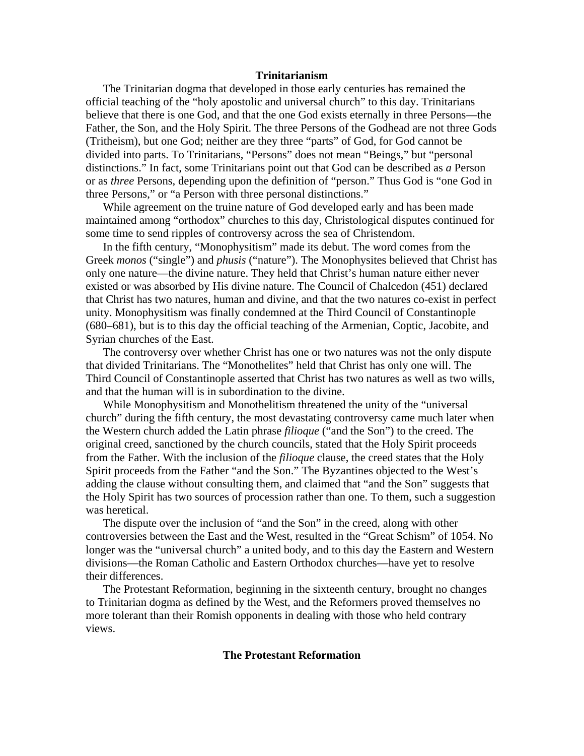## Trinitarianism

The Trinitarian dogma that developed in those early centuries has remained the official teaching of the "holy apostolic and universal church" to this day. Trinitarians believe that there is one God, and that the one God exists eternally in three Persons—the Father, the Son, and the Holy Spirit. The three Persons of the Godhead are not three Gods (Tritheism), but one God; neither are they three "parts" of God, for God cannot be divided into parts. To Trinitarians, "Persons" does not mean "Beings," but "personal distinctions." In fact, some Trinitarians point out that God can be described as *a* Person or as *three* Persons, depending upon the definition of "person." Thus God is "one God in three Persons," or "a Person with three personal distinctions."

While agreement on the truine nature of God developed early and has been made maintained among "orthodox" churches to this day, Christological disputes continued for some time to send ripples of controversy across the sea of Christendom.

In the fifth century, "Monophysitism" made its debut. The word comes from the Greek *monos* ("single") and *phusis* ("nature"). The Monophysites believed that Christ has only one nature—the divine nature. They held that Christ's human nature either never existed or was absorbed by His divine nature. The Council of Chalcedon (451) declared that Christ has two natures, human and divine, and that the two natures co-exist in perfect unity. Monophysitism was finally condemned at the Third Council of Constantinople (680–681), but is to this day the official teaching of the Armenian, Coptic, Jacobite, and Syrian churches of the East.

The controversy over whether Christ has one or two natures was not the only dispute that divided Trinitarians. The "Monothelites" held that Christ has only one will. The Third Council of Constantinople asserted that Christ has two natures as well as two wills, and that the human will is in subordination to the divine.

While Monophysitism and Monothelitism threatened the unity of the "universal church" during the fifth century, the most devastating controversy came much later when the Western church added the Latin phrase *filioque* ("and the Son") to the creed. The original creed, sanctioned by the church councils, stated that the Holy Spirit proceeds from the Father. With the inclusion of the *filioque* clause, the creed states that the Holy Spirit proceeds from the Father "and the Son." The Byzantines objected to the West's adding the clause without consulting them, and claimed that "and the Son" suggests that the Holy Spirit has two sources of procession rather than one. To them, such a suggestion was heretical.

The dispute over the inclusion of "and the Son" in the creed, along with other controversies between the East and the West, resulted in the "Great Schism" of 1054. No longer was the "universal church" a united body, and to this day the Eastern and Western divisions—the Roman Catholic and Eastern Orthodox churches—have yet to resolve their differences.

The Protestant Reformation, beginning in the sixteenth century, brought no changes to Trinitarian dogma as defined by the West, and the Reformers proved themselves no more tolerant than their Romish opponents in dealing with those who held contrary views.

## The Protestant Reformation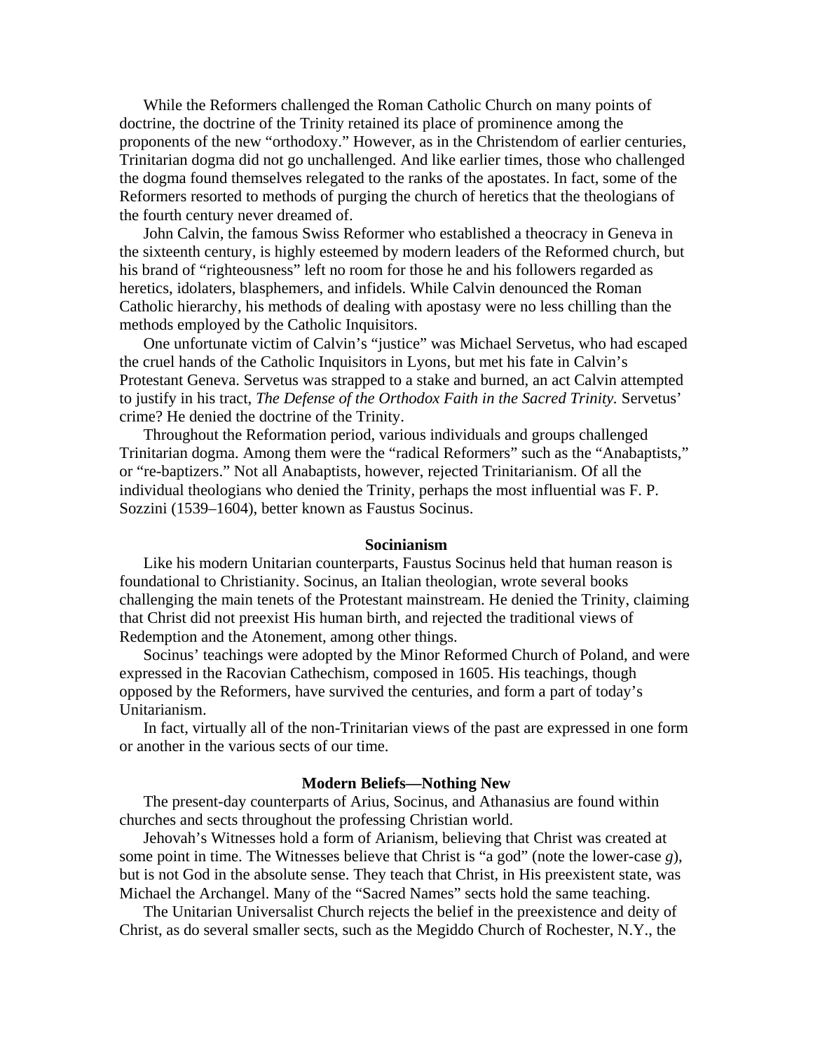While the Reformers challenged the Roman Catholic Church on many points of doctrine, the doctrine of the Trinity retained its place of prominence among the proponents of the new "orthodoxy." However, as in the Christendom of earlier centuries, Trinitarian dogma did not go unchallenged. And like earlier times, those who challenged the dogma found themselves relegated to the ranks of the apostates. In fact, some of the Reformers resorted to methods of purging the church of heretics that the theologians of the fourth century never dreamed of.

John Calvin, the famous Swiss Reformer who established a theocracy in Geneva in the sixteenth century, is highly esteemed by modern leaders of the Reformed church, but his brand of "righteousness" left no room for those he and his followers regarded as heretics, idolaters, blasphemers, and infidels. While Calvin denounced the Roman Catholic hierarchy, his methods of dealing with apostasy were no less chilling than the methods employed by the Catholic Inquisitors.

One unfortunate victim of Calvin's "justice" was Michael Servetus, who had escaped the cruel hands of the Catholic Inquisitors in Lyons, but met his fate in Calvin's Protestant Geneva. Servetus was strapped to a stake and burned, an act Calvin attempted to justify in his tract, *The Defense of the Orthodox Faith in the Sacred Trinity.* Servetus' crime? He denied the doctrine of the Trinity.

Throughout the Reformation period, various individuals and groups challenged Trinitarian dogma. Among them were the "radical Reformers" such as the "Anabaptists," or "re-baptizers." Not all Anabaptists, however, rejected Trinitarianism. Of all the individual theologians who denied the Trinity, perhaps the most influential was F. P. Sozzini (1539–1604), better known as Faustus Socinus.

## Socinianism

Like his modern Unitarian counterparts, Faustus Socinus held that human reason is foundational to Christianity. Socinus, an Italian theologian, wrote several books challenging the main tenets of the Protestant mainstream. He denied the Trinity, claiming that Christ did not preexist His human birth, and rejected the traditional views of Redemption and the Atonement, among other things.

Socinus' teachings were adopted by the Minor Reformed Church of Poland, and were expressed in the Racovian Cathechism, composed in 1605. His teachings, though opposed by the Reformers, have survived the centuries, and form a part of today's Unitarianism.

In fact, virtually all of the non-Trinitarian views of the past are expressed in one form or another in the various sects of our time.

## Modern Beliefs—Nothing New

The present-day counterparts of Arius, Socinus, and Athanasius are found within churches and sects throughout the professing Christian world.

Jehovah's Witnesses hold a form of Arianism, believing that Christ was created at some point in time. The Witnesses believe that Christ is "a god" (note the lower-case *g*), but is not God in the absolute sense. They teach that Christ, in His preexistent state, was Michael the Archangel. Many of the "Sacred Names" sects hold the same teaching.

The Unitarian Universalist Church rejects the belief in the preexistence and deity of Christ, as do several smaller sects, such as the Megiddo Church of Rochester, N.Y., the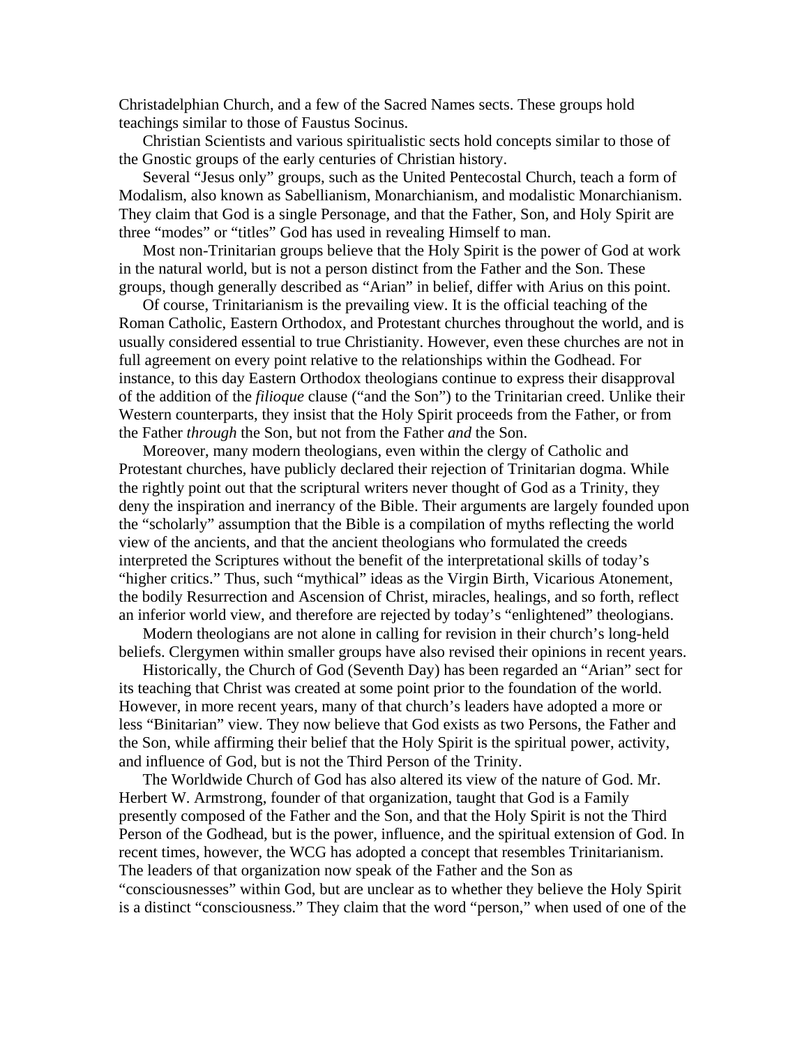Christadelphian Church, and a few of the Sacred Names sects. These groups hold teachings similar to those of Faustus Socinus.

Christian Scientists and various spiritualistic sects hold concepts similar to those of the Gnostic groups of the early centuries of Christian history.

Several "Jesus only" groups, such as the United Pentecostal Church, teach a form of Modalism, also known as Sabellianism, Monarchianism, and modalistic Monarchianism. They claim that God is a single Personage, and that the Father, Son, and Holy Spirit are three "modes" or "titles" God has used in revealing Himself to man.

Most non-Trinitarian groups believe that the Holy Spirit is the power of God at work in the natural world, but is not a person distinct from the Father and the Son. These groups, though generally described as "Arian" in belief, differ with Arius on this point.

Of course, Trinitarianism is the prevailing view. It is the official teaching of the Roman Catholic, Eastern Orthodox, and Protestant churches throughout the world, and is usually considered essential to true Christianity. However, even these churches are not in full agreement on every point relative to the relationships within the Godhead. For instance, to this day Eastern Orthodox theologians continue to express their disapproval of the addition of the *filioque* clause ("and the Son") to the Trinitarian creed. Unlike their Western counterparts, they insist that the Holy Spirit proceeds from the Father, or from the Father *through* the Son, but not from the Father *and* the Son.

Moreover, many modern theologians, even within the clergy of Catholic and Protestant churches, have publicly declared their rejection of Trinitarian dogma. While the rightly point out that the scriptural writers never thought of God as a Trinity, they deny the inspiration and inerrancy of the Bible. Their arguments are largely founded upon the "scholarly" assumption that the Bible is a compilation of myths reflecting the world view of the ancients, and that the ancient theologians who formulated the creeds interpreted the Scriptures without the benefit of the interpretational skills of today's "higher critics." Thus, such "mythical" ideas as the Virgin Birth, Vicarious Atonement, the bodily Resurrection and Ascension of Christ, miracles, healings, and so forth, reflect an inferior world view, and therefore are rejected by today's "enlightened" theologians.

Modern theologians are not alone in calling for revision in their church's long-held beliefs. Clergymen within smaller groups have also revised their opinions in recent years.

Historically, the Church of God (Seventh Day) has been regarded an "Arian" sect for its teaching that Christ was created at some point prior to the foundation of the world. However, in more recent years, many of that church's leaders have adopted a more or less "Binitarian" view. They now believe that God exists as two Persons, the Father and the Son, while affirming their belief that the Holy Spirit is the spiritual power, activity, and influence of God, but is not the Third Person of the Trinity.

The Worldwide Church of God has also altered its view of the nature of God. Mr. Herbert W. Armstrong, founder of that organization, taught that God is a Family presently composed of the Father and the Son, and that the Holy Spirit is not the Third Person of the Godhead, but is the power, influence, and the spiritual extension of God. In recent times, however, the WCG has adopted a concept that resembles Trinitarianism. The leaders of that organization now speak of the Father and the Son as "consciousnesses" within God, but are unclear as to whether they believe the Holy Spirit is a distinct "consciousness." They claim that the word "person," when used of one of the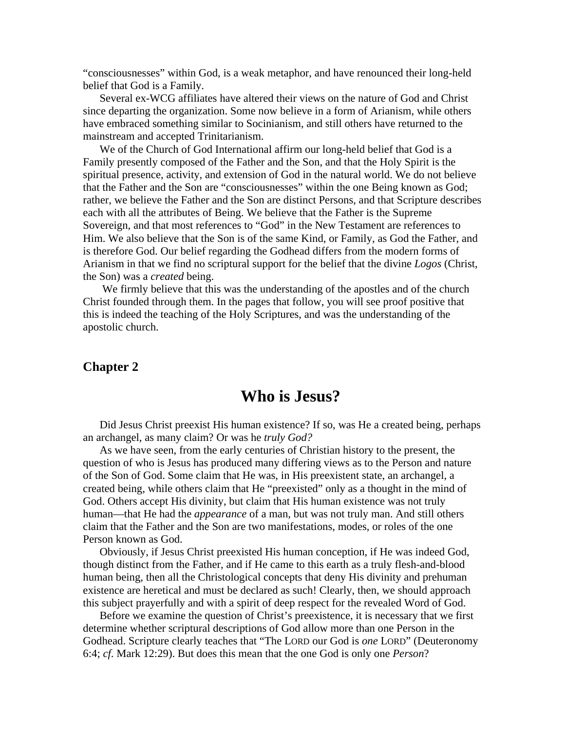"consciousnesses" within God, is a weak metaphor, and have renounced their long-held belief that God is a Family.

Several ex-WCG affiliates have altered their views on the nature of God and Christ since departing the organization. Some now believe in a form of Arianism, while others have embraced something similar to Socinianism, and still others have returned to the mainstream and accepted Trinitarianism.

We of the Church of God International affirm our long-held belief that God is a Family presently composed of the Father and the Son, and that the Holy Spirit is the spiritual presence, activity, and extension of God in the natural world. We do not believe that the Father and the Son are "consciousnesses" within the one Being known as God; rather, we believe the Father and the Son are distinct Persons, and that Scripture describes each with all the attributes of Being. We believe that the Father is the Supreme Sovereign, and that most references to "God" in the New Testament are references to Him. We also believe that the Son is of the same Kind, or Family, as God the Father, and is therefore God. Our belief regarding the Godhead differs from the modern forms of Arianism in that we find no scriptural support for the belief that the divine *Logos* (Christ, the Son) was a *created* being.

We firmly believe that this was the understanding of the apostles and of the church Christ founded through them. In the pages that follow, you will see proof positive that this is indeed the teaching of the Holy Scriptures, and was the understanding of the apostolic church.

### Chapter 2

# Who is Jesus?

Did Jesus Christ preexist His human existence? If so, was He a created being, perhaps an archangel, as many claim? Or was he *truly God?*

As we have seen, from the early centuries of Christian history to the present, the question of who is Jesus has produced many differing views as to the Person and nature of the Son of God. Some claim that He was, in His preexistent state, an archangel, a created being, while others claim that He "preexisted" only as a thought in the mind of God. Others accept His divinity, but claim that His human existence was not truly human—that He had the *appearance* of a man, but was not truly man. And still others claim that the Father and the Son are two manifestations, modes, or roles of the one Person known as God.

Obviously, if Jesus Christ preexisted His human conception, if He was indeed God, though distinct from the Father, and if He came to this earth as a truly flesh-and-blood human being, then all the Christological concepts that deny His divinity and prehuman existence are heretical and must be declared as such! Clearly, then, we should approach this subject prayerfully and with a spirit of deep respect for the revealed Word of God.

Before we examine the question of Christ's preexistence, it is necessary that we first determine whether scriptural descriptions of God allow more than one Person in the Godhead. Scripture clearly teaches that "The LORD our God is *one* LORD" (Deuteronomy 6:4; *cf.* Mark 12:29). But does this mean that the one God is only one *Person*?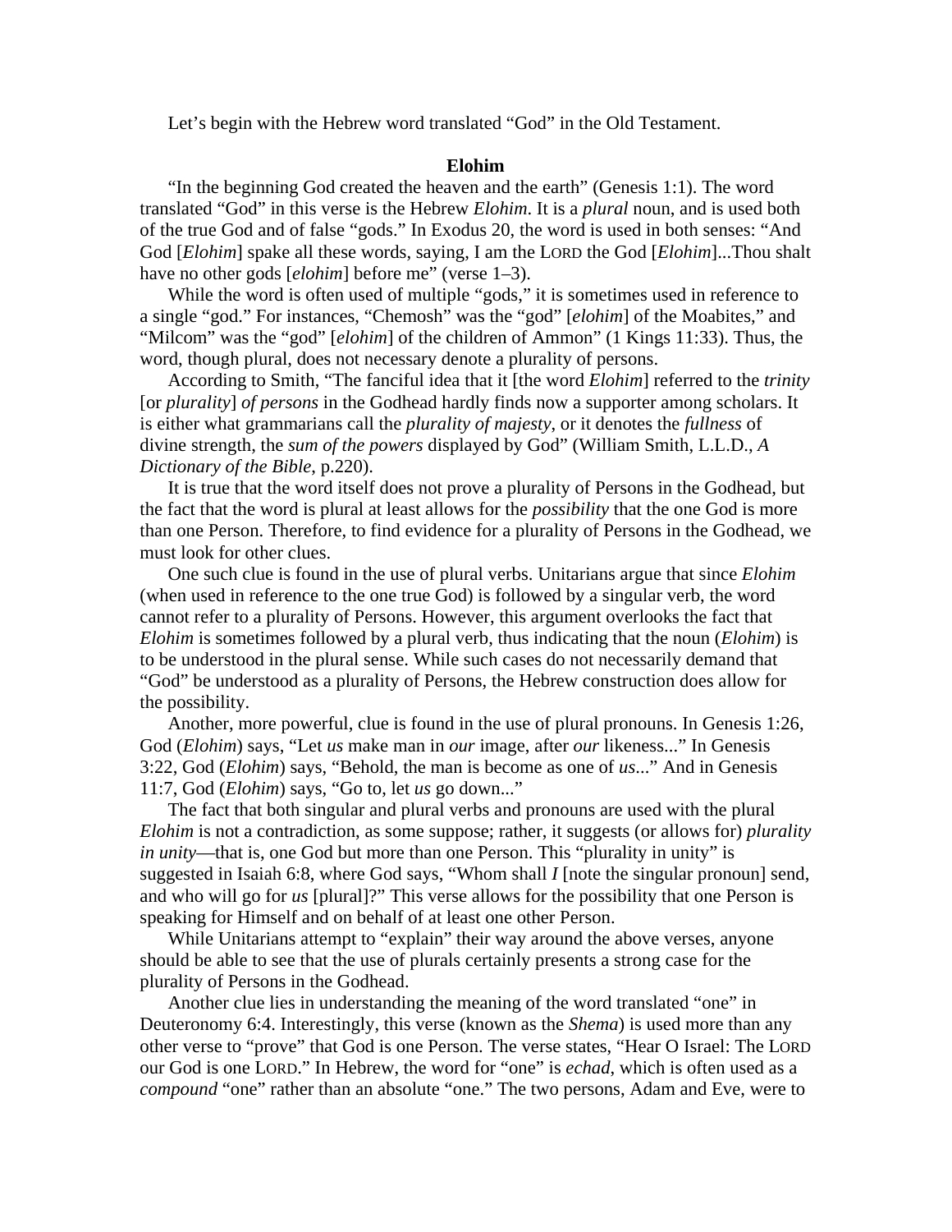Let's begin with the Hebrew word translated "God" in the Old Testament.

## Elohim

"In the beginning God created the heaven and the earth" (Genesis 1:1). The word translated "God" in this verse is the Hebrew *Elohim*. It is a *plural* noun, and is used both of the true God and of false "gods." In Exodus 20, the word is used in both senses: "And God [*Elohim*] spake all these words, saying, I am the LORD the God [*Elohim*]...Thou shalt have no other gods [*elohim*] before me" (verse 1–3).

While the word is often used of multiple "gods," it is sometimes used in reference to a single "god." For instances, "Chemosh" was the "god" [*elohim*] of the Moabites," and "Milcom" was the "god" [*elohim*] of the children of Ammon" (1 Kings 11:33). Thus, the word, though plural, does not necessary denote a plurality of persons.

According to Smith, "The fanciful idea that it [the word *Elohim*] referred to the *trinity* [or *plurality*] *of persons* in the Godhead hardly finds now a supporter among scholars. It is either what grammarians call the *plurality of majesty*, or it denotes the *fullness* of divine strength, the *sum of the powers* displayed by God" (William Smith, L.L.D., *A Dictionary of the Bible*, p.220).

It is true that the word itself does not prove a plurality of Persons in the Godhead, but the fact that the word is plural at least allows for the *possibility* that the one God is more than one Person. Therefore, to find evidence for a plurality of Persons in the Godhead, we must look for other clues.

One such clue is found in the use of plural verbs. Unitarians argue that since *Elohim* (when used in reference to the one true God) is followed by a singular verb, the word cannot refer to a plurality of Persons. However, this argument overlooks the fact that *Elohim* is sometimes followed by a plural verb, thus indicating that the noun (*Elohim*) is to be understood in the plural sense. While such cases do not necessarily demand that "God" be understood as a plurality of Persons, the Hebrew construction does allow for the possibility.

Another, more powerful, clue is found in the use of plural pronouns. In Genesis 1:26, God (*Elohim*) says, "Let *us* make man in *our* image, after *our* likeness..." In Genesis 3:22, God (*Elohim*) says, "Behold, the man is become as one of *us*..." And in Genesis 11:7, God (*Elohim*) says, "Go to, let *us* go down..."

The fact that both singular and plural verbs and pronouns are used with the plural *Elohim* is not a contradiction, as some suppose; rather, it suggests (or allows for) *plurality in unity*—that is, one God but more than one Person. This "plurality in unity" is suggested in Isaiah 6:8, where God says, "Whom shall *I* [note the singular pronoun] send, and who will go for *us* [plural]?" This verse allows for the possibility that one Person is speaking for Himself and on behalf of at least one other Person.

While Unitarians attempt to "explain" their way around the above verses, anyone should be able to see that the use of plurals certainly presents a strong case for the plurality of Persons in the Godhead.

Another clue lies in understanding the meaning of the word translated "one" in Deuteronomy 6:4. Interestingly, this verse (known as the *Shema*) is used more than any other verse to "prove" that God is one Person. The verse states, "Hear O Israel: The LORD our God is one LORD." In Hebrew, the word for "one" is *echad*, which is often used as a *compound* "one" rather than an absolute "one." The two persons, Adam and Eve, were to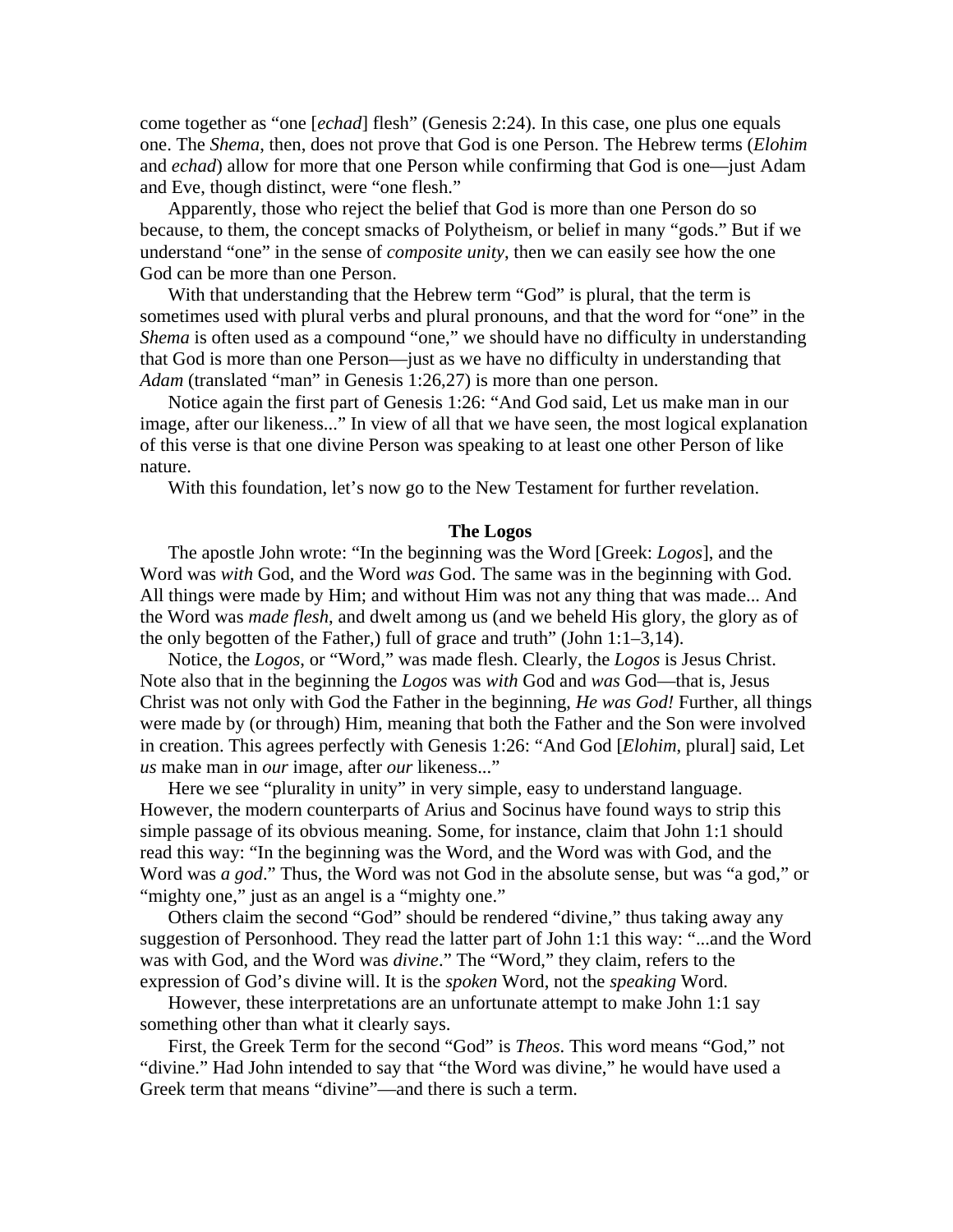come together as "one [*echad*] flesh" (Genesis 2:24). In this case, one plus one equals one. The *Shema*, then, does not prove that God is one Person. The Hebrew terms (*Elohim* and *echad*) allow for more that one Person while confirming that God is one—just Adam and Eve, though distinct, were "one flesh."

Apparently, those who reject the belief that God is more than one Person do so because, to them, the concept smacks of Polytheism, or belief in many "gods." But if we understand "one" in the sense of *composite unity*, then we can easily see how the one God can be more than one Person.

With that understanding that the Hebrew term "God" is plural, that the term is sometimes used with plural verbs and plural pronouns, and that the word for "one" in the *Shema* is often used as a compound "one," we should have no difficulty in understanding that God is more than one Person—just as we have no difficulty in understanding that *Adam* (translated "man" in Genesis 1:26,27) is more than one person.

Notice again the first part of Genesis 1:26: "And God said, Let us make man in our image, after our likeness..." In view of all that we have seen, the most logical explanation of this verse is that one divine Person was speaking to at least one other Person of like nature.

With this foundation, let's now go to the New Testament for further revelation.

## The Logos

The apostle John wrote: "In the beginning was the Word [Greek: *Logos*], and the Word was *with* God, and the Word *was* God. The same was in the beginning with God. All things were made by Him; and without Him was not any thing that was made... And the Word was *made flesh*, and dwelt among us (and we beheld His glory, the glory as of the only begotten of the Father,) full of grace and truth" (John 1:1–3,14).

Notice, the *Logos*, or "Word," was made flesh. Clearly, the *Logos* is Jesus Christ. Note also that in the beginning the *Logos* was *with* God and *was* God—that is, Jesus Christ was not only with God the Father in the beginning, *He was God!* Further, all things were made by (or through) Him, meaning that both the Father and the Son were involved in creation. This agrees perfectly with Genesis 1:26: "And God [*Elohim*, plural] said, Let *us* make man in *our* image, after *our* likeness..."

Here we see "plurality in unity" in very simple, easy to understand language. However, the modern counterparts of Arius and Socinus have found ways to strip this simple passage of its obvious meaning. Some, for instance, claim that John 1:1 should read this way: "In the beginning was the Word, and the Word was with God, and the Word was *a god*." Thus, the Word was not God in the absolute sense, but was "a god," or "mighty one," just as an angel is a "mighty one."

Others claim the second "God" should be rendered "divine," thus taking away any suggestion of Personhood. They read the latter part of John 1:1 this way: "...and the Word was with God, and the Word was *divine*." The "Word," they claim, refers to the expression of God's divine will. It is the *spoken* Word, not the *speaking* Word.

However, these interpretations are an unfortunate attempt to make John 1:1 say something other than what it clearly says.

First, the Greek Term for the second "God" is *Theos*. This word means "God," not "divine." Had John intended to say that "the Word was divine," he would have used a Greek term that means "divine"—and there is such a term.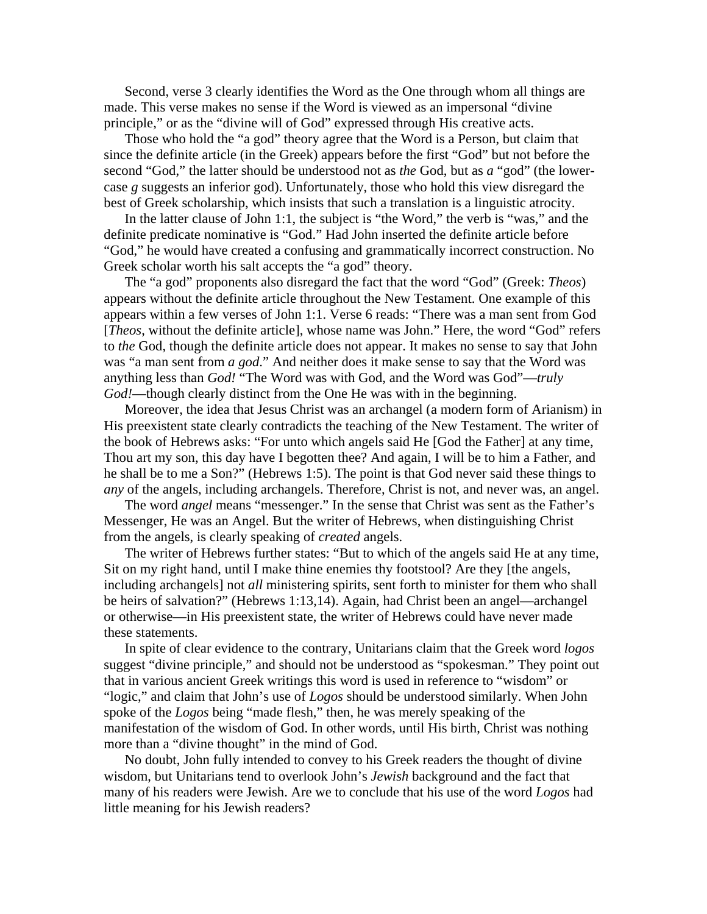Second, verse 3 clearly identifies the Word as the One through whom all things are made. This verse makes no sense if the Word is viewed as an impersonal "divine principle," or as the "divine will of God" expressed through His creative acts.

Those who hold the "a god" theory agree that the Word is a Person, but claim that since the definite article (in the Greek) appears before the first "God" but not before the second "God," the latter should be understood not as *the* God, but as *a* "god" (the lower-case *g* suggests an inferior god). Unfortunately, those who hold this view disregard the best of Greek scholarship, which insists that such a translation is a linguistic atrocity.

In the latter clause of John 1:1, the subject is "the Word," the verb is "was," and the definite predicate nominative is "God." Had John inserted the definite article before "God," he would have created a confusing and grammatically incorrect construction. No Greek scholar worth his salt accepts the "a god" theory.

The "a god" proponents also disregard the fact that the word "God" (Greek: *Theos*) appears without the definite article throughout the New Testament. One example of this appears within a few verses of John 1:1. Verse 6 reads: "There was a man sent from God [*Theos*, without the definite article], whose name was John." Here, the word "God" refers to *the* God, though the definite article does not appear. It makes no sense to say that John was "a man sent from *a god*." And neither does it make sense to say that the Word was anything less than *God!* "The Word was with God, and the Word was God"—*truly God!*—though clearly distinct from the One He was with in the beginning.

Moreover, the idea that Jesus Christ was an archangel (a modern form of Arianism) in His preexistent state clearly contradicts the teaching of the New Testament. The writer of the book of Hebrews asks: "For unto which angels said He [God the Father] at any time, Thou art my son, this day have I begotten thee? And again, I will be to him a Father, and he shall be to me a Son?" (Hebrews 1:5). The point is that God never said these things to *any* of the angels, including archangels. Therefore, Christ is not, and never was, an angel.

The word *angel* means "messenger." In the sense that Christ was sent as the Father's Messenger, He was an Angel. But the writer of Hebrews, when distinguishing Christ from the angels, is clearly speaking of *created* angels.

The writer of Hebrews further states: "But to which of the angels said He at any time, Sit on my right hand, until I make thine enemies thy footstool? Are they [the angels, including archangels] not *all* ministering spirits, sent forth to minister for them who shall be heirs of salvation?" (Hebrews 1:13,14). Again, had Christ been an angel—archangel or otherwise—in His preexistent state, the writer of Hebrews could have never made these statements.

In spite of clear evidence to the contrary, Unitarians claim that the Greek word *logos* suggest "divine principle," and should not be understood as "spokesman." They point out that in various ancient Greek writings this word is used in reference to "wisdom" or "logic," and claim that John's use of *Logos* should be understood similarly. When John spoke of the *Logos* being "made flesh," then, he was merely speaking of the manifestation of the wisdom of God. In other words, until His birth, Christ was nothing more than a "divine thought" in the mind of God.

No doubt, John fully intended to convey to his Greek readers the thought of divine wisdom, but Unitarians tend to overlook John's *Jewish* background and the fact that many of his readers were Jewish. Are we to conclude that his use of the word *Logos* had little meaning for his Jewish readers?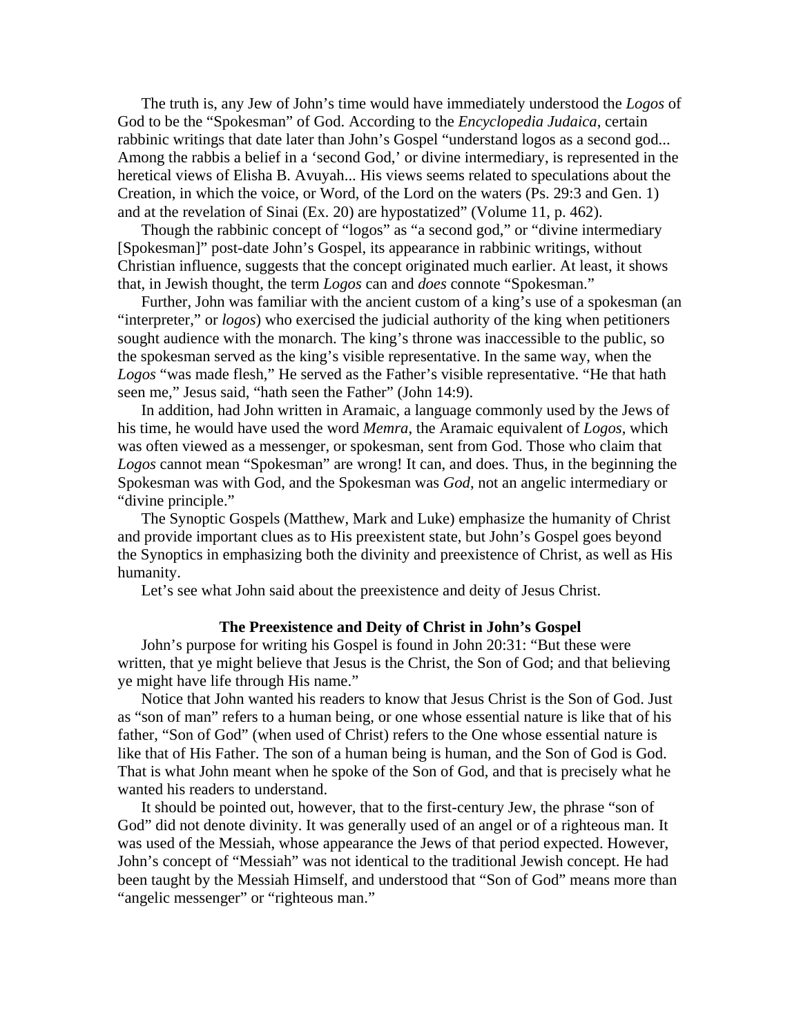The truth is, any Jew of John's time would have immediately understood the *Logos* of God to be the "Spokesman" of God. According to the *Encyclopedia Judaica*, certain rabbinic writings that date later than John's Gospel "understand logos as a second god... Among the rabbis a belief in a 'second God,' or divine intermediary, is represented in the heretical views of Elisha B. Avuyah... His views seems related to speculations about the Creation, in which the voice, or Word, of the Lord on the waters (Ps. 29:3 and Gen. 1) and at the revelation of Sinai (Ex. 20) are hypostatized" (Volume 11, p. 462).

Though the rabbinic concept of "logos" as "a second god," or "divine intermediary [Spokesman]" post-date John's Gospel, its appearance in rabbinic writings, without Christian influence, suggests that the concept originated much earlier. At least, it shows that, in Jewish thought, the term *Logos* can and *does* connote "Spokesman."

Further, John was familiar with the ancient custom of a king's use of a spokesman (an "interpreter," or *logos*) who exercised the judicial authority of the king when petitioners sought audience with the monarch. The king's throne was inaccessible to the public, so the spokesman served as the king's visible representative. In the same way, when the *Logos* "was made flesh," He served as the Father's visible representative. "He that hath seen me," Jesus said, "hath seen the Father" (John 14:9).

In addition, had John written in Aramaic, a language commonly used by the Jews of his time, he would have used the word *Memra*, the Aramaic equivalent of *Logos*, which was often viewed as a messenger, or spokesman, sent from God. Those who claim that *Logos* cannot mean "Spokesman" are wrong! It can, and does. Thus, in the beginning the Spokesman was with God, and the Spokesman was *God*, not an angelic intermediary or "divine principle."

The Synoptic Gospels (Matthew, Mark and Luke) emphasize the humanity of Christ and provide important clues as to His preexistent state, but John's Gospel goes beyond the Synoptics in emphasizing both the divinity and preexistence of Christ, as well as His humanity.

Let's see what John said about the preexistence and deity of Jesus Christ.

### The Preexistence and Deity of Christ in John's Gospel

John's purpose for writing his Gospel is found in John 20:31: "But these were written, that ye might believe that Jesus is the Christ, the Son of God; and that believing ye might have life through His name."

Notice that John wanted his readers to know that Jesus Christ is the Son of God. Just as "son of man" refers to a human being, or one whose essential nature is like that of his father, "Son of God" (when used of Christ) refers to the One whose essential nature is like that of His Father. The son of a human being is human, and the Son of God is God. That is what John meant when he spoke of the Son of God, and that is precisely what he wanted his readers to understand.

It should be pointed out, however, that to the first-century Jew, the phrase "son of God" did not denote divinity. It was generally used of an angel or of a righteous man. It was used of the Messiah, whose appearance the Jews of that period expected. However, John's concept of "Messiah" was not identical to the traditional Jewish concept. He had been taught by the Messiah Himself, and understood that "Son of God" means more than "angelic messenger" or "righteous man."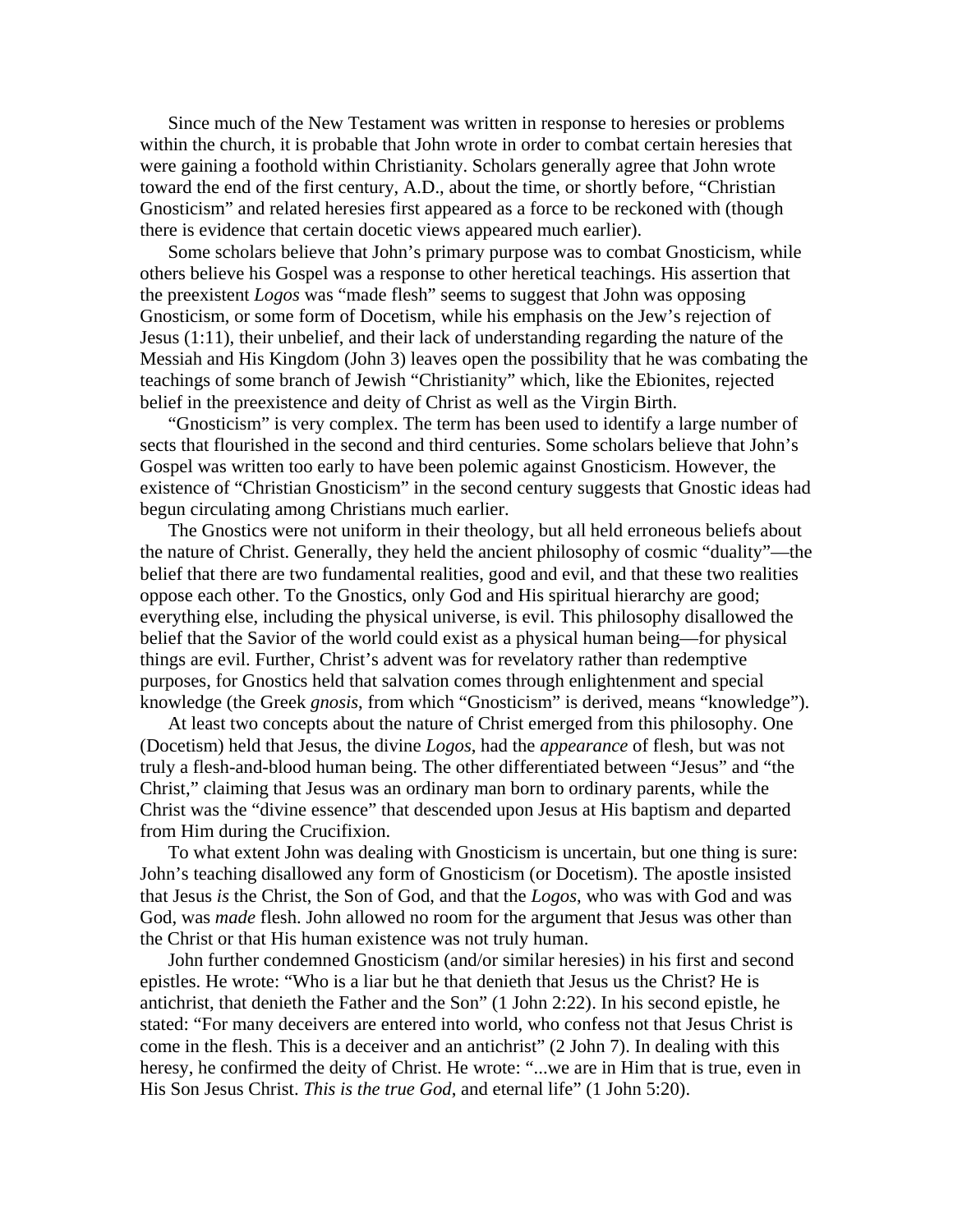Since much of the New Testament was written in response to heresies or problems within the church, it is probable that John wrote in order to combat certain heresies that were gaining a foothold within Christianity. Scholars generally agree that John wrote toward the end of the first century, A.D., about the time, or shortly before, "Christian Gnosticism" and related heresies first appeared as a force to be reckoned with (though there is evidence that certain docetic views appeared much earlier).

Some scholars believe that John's primary purpose was to combat Gnosticism, while others believe his Gospel was a response to other heretical teachings. His assertion that the preexistent *Logos* was "made flesh" seems to suggest that John was opposing Gnosticism, or some form of Docetism, while his emphasis on the Jew's rejection of Jesus (1:11), their unbelief, and their lack of understanding regarding the nature of the Messiah and His Kingdom (John 3) leaves open the possibility that he was combating the teachings of some branch of Jewish "Christianity" which, like the Ebionites, rejected belief in the preexistence and deity of Christ as well as the Virgin Birth.

"Gnosticism" is very complex. The term has been used to identify a large number of sects that flourished in the second and third centuries. Some scholars believe that John's Gospel was written too early to have been polemic against Gnosticism. However, the existence of "Christian Gnosticism" in the second century suggests that Gnostic ideas had begun circulating among Christians much earlier.

The Gnostics were not uniform in their theology, but all held erroneous beliefs about the nature of Christ. Generally, they held the ancient philosophy of cosmic "duality"—the belief that there are two fundamental realities, good and evil, and that these two realities oppose each other. To the Gnostics, only God and His spiritual hierarchy are good; everything else, including the physical universe, is evil. This philosophy disallowed the belief that the Savior of the world could exist as a physical human being—for physical things are evil. Further, Christ's advent was for revelatory rather than redemptive purposes, for Gnostics held that salvation comes through enlightenment and special knowledge (the Greek *gnosis*, from which "Gnosticism" is derived, means "knowledge").

At least two concepts about the nature of Christ emerged from this philosophy. One (Docetism) held that Jesus, the divine *Logos*, had the *appearance* of flesh, but was not truly a flesh-and-blood human being. The other differentiated between "Jesus" and "the Christ," claiming that Jesus was an ordinary man born to ordinary parents, while the Christ was the "divine essence" that descended upon Jesus at His baptism and departed from Him during the Crucifixion.

To what extent John was dealing with Gnosticism is uncertain, but one thing is sure: John's teaching disallowed any form of Gnosticism (or Docetism). The apostle insisted that Jesus *is* the Christ, the Son of God, and that the *Logos*, who was with God and was God, was *made* flesh. John allowed no room for the argument that Jesus was other than the Christ or that His human existence was not truly human.

John further condemned Gnosticism (and/or similar heresies) in his first and second epistles. He wrote: "Who is a liar but he that denieth that Jesus us the Christ? He is antichrist, that denieth the Father and the Son" (1 John 2:22). In his second epistle, he stated: "For many deceivers are entered into world, who confess not that Jesus Christ is come in the flesh. This is a deceiver and an antichrist" (2 John 7). In dealing with this heresy, he confirmed the deity of Christ. He wrote: "...we are in Him that is true, even in His Son Jesus Christ. *This is the true God*, and eternal life" (1 John 5:20).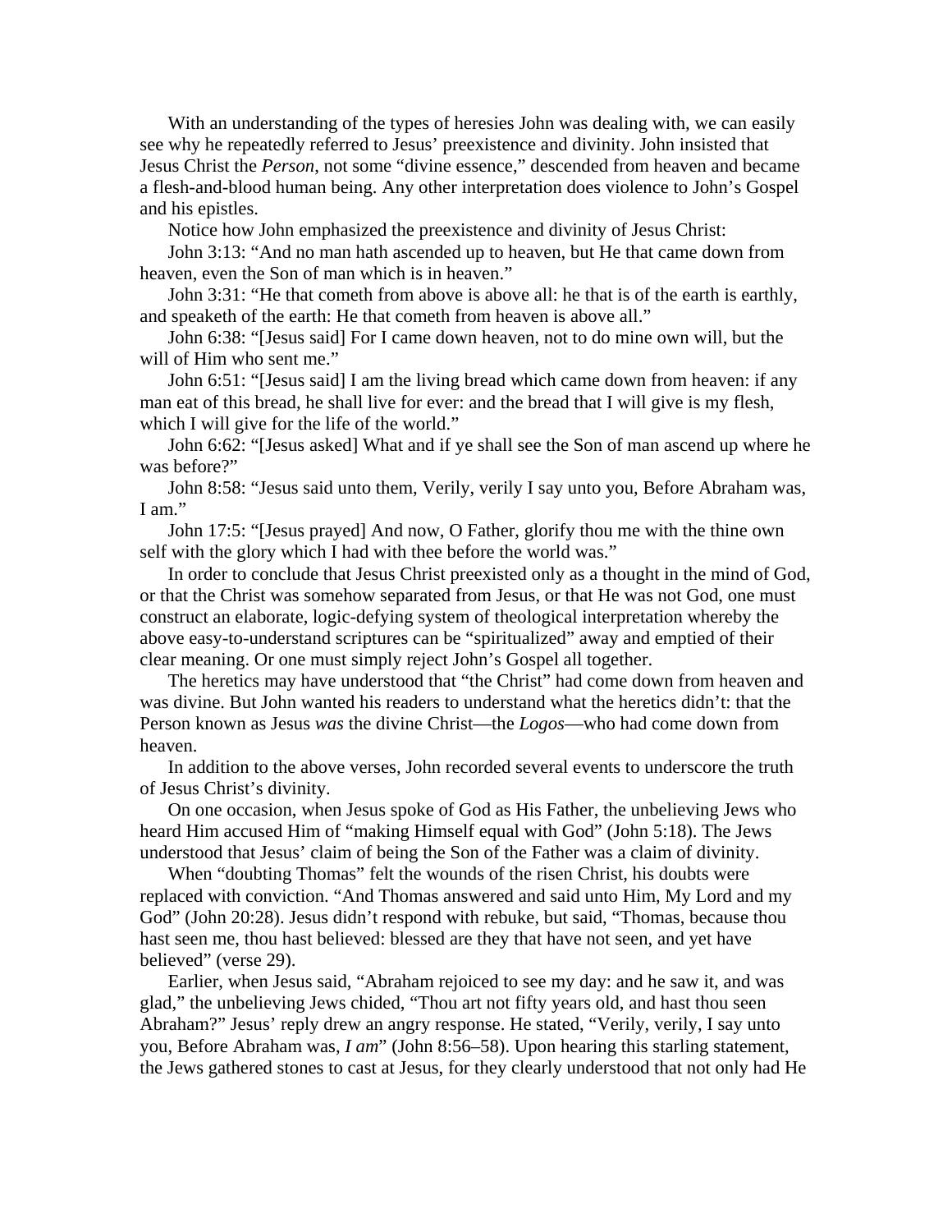With an understanding of the types of heresies John was dealing with, we can easily see why he repeatedly referred to Jesus' preexistence and divinity. John insisted that Jesus Christ the *Person*, not some "divine essence," descended from heaven and became a flesh-and-blood human being. Any other interpretation does violence to John's Gospel and his epistles.

Notice how John emphasized the preexistence and divinity of Jesus Christ:

John 3:13: "And no man hath ascended up to heaven, but He that came down from heaven, even the Son of man which is in heaven."

John 3:31: "He that cometh from above is above all: he that is of the earth is earthly, and speaketh of the earth: He that cometh from heaven is above all."

John 6:38: "[Jesus said] For I came down heaven, not to do mine own will, but the will of Him who sent me."

John 6:51: "[Jesus said] I am the living bread which came down from heaven: if any man eat of this bread, he shall live for ever: and the bread that I will give is my flesh, which I will give for the life of the world."

John 6:62: "[Jesus asked] What and if ye shall see the Son of man ascend up where he was before?"

John 8:58: "Jesus said unto them, Verily, verily I say unto you, Before Abraham was, I am."

John 17:5: "[Jesus prayed] And now, O Father, glorify thou me with the thine own self with the glory which I had with thee before the world was."

In order to conclude that Jesus Christ preexisted only as a thought in the mind of God, or that the Christ was somehow separated from Jesus, or that He was not God, one must construct an elaborate, logic-defying system of theological interpretation whereby the above easy-to-understand scriptures can be "spiritualized" away and emptied of their clear meaning. Or one must simply reject John's Gospel all together.

The heretics may have understood that "the Christ" had come down from heaven and was divine. But John wanted his readers to understand what the heretics didn't: that the Person known as Jesus *was* the divine Christ—the *Logos*—who had come down from heaven.

In addition to the above verses, John recorded several events to underscore the truth of Jesus Christ's divinity.

On one occasion, when Jesus spoke of God as His Father, the unbelieving Jews who heard Him accused Him of "making Himself equal with God" (John 5:18). The Jews understood that Jesus' claim of being the Son of the Father was a claim of divinity.

When "doubting Thomas" felt the wounds of the risen Christ, his doubts were replaced with conviction. "And Thomas answered and said unto Him, My Lord and my God" (John 20:28). Jesus didn't respond with rebuke, but said, "Thomas, because thou hast seen me, thou hast believed: blessed are they that have not seen, and yet have believed" (verse 29).

Earlier, when Jesus said, "Abraham rejoiced to see my day: and he saw it, and was glad," the unbelieving Jews chided, "Thou art not fifty years old, and hast thou seen Abraham?" Jesus' reply drew an angry response. He stated, "Verily, verily, I say unto you, Before Abraham was, *I am*" (John 8:56–58). Upon hearing this starling statement, the Jews gathered stones to cast at Jesus, for they clearly understood that not only had He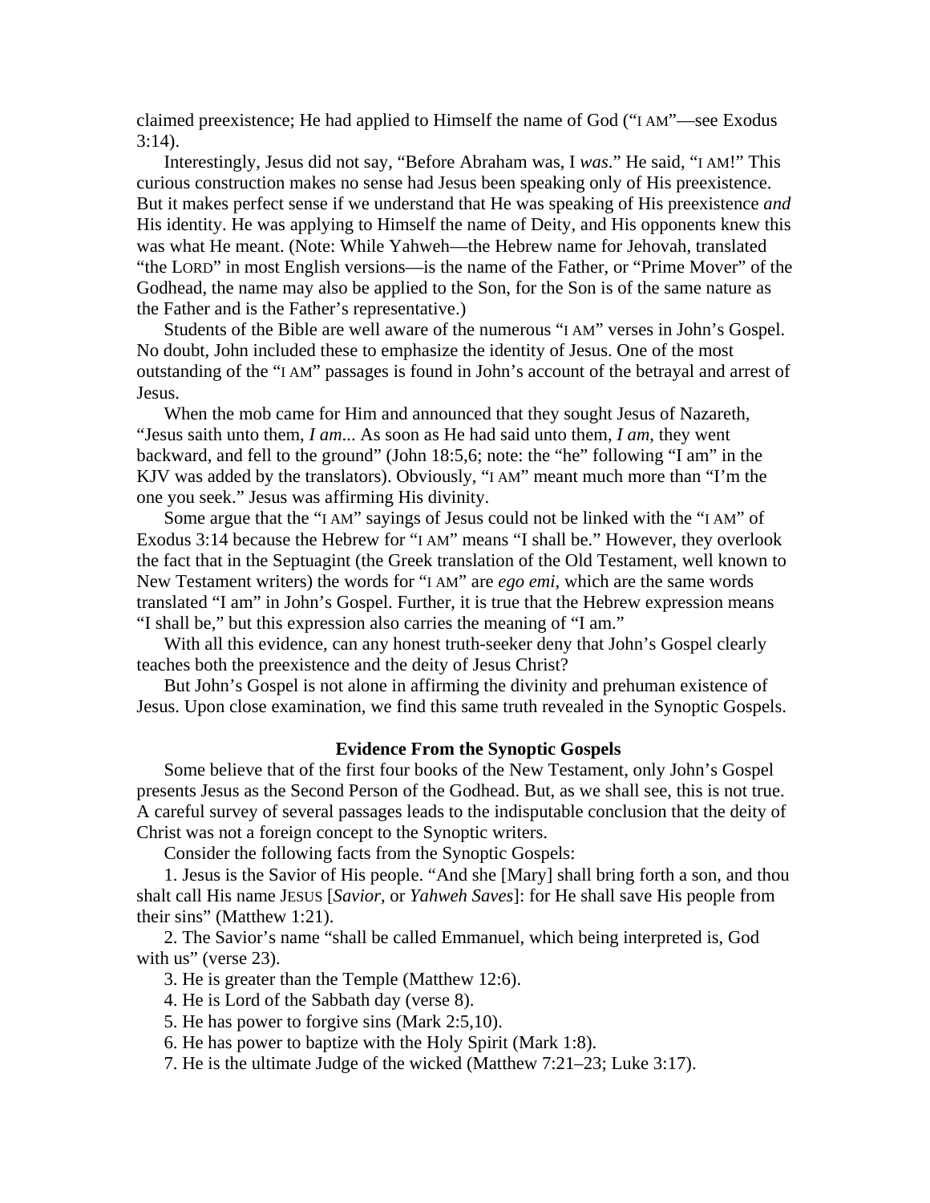claimed preexistence; He had applied to Himself the name of God ("I AM"—see Exodus 3:14).

Interestingly, Jesus did not say, "Before Abraham was, I *was*." He said, "I AM!" This curious construction makes no sense had Jesus been speaking only of His preexistence. But it makes perfect sense if we understand that He was speaking of His preexistence *and* His identity. He was applying to Himself the name of Deity, and His opponents knew this was what He meant. (Note: While Yahweh—the Hebrew name for Jehovah, translated "the LORD" in most English versions—is the name of the Father, or "Prime Mover" of the Godhead, the name may also be applied to the Son, for the Son is of the same nature as the Father and is the Father's representative.)

Students of the Bible are well aware of the numerous "I AM" verses in John's Gospel. No doubt, John included these to emphasize the identity of Jesus. One of the most outstanding of the "I AM" passages is found in John's account of the betrayal and arrest of Jesus.

When the mob came for Him and announced that they sought Jesus of Nazareth, "Jesus saith unto them, *I am*... As soon as He had said unto them, *I am*, they went backward, and fell to the ground" (John 18:5,6; note: the "he" following "I am" in the KJV was added by the translators). Obviously, "I AM" meant much more than "I'm the one you seek." Jesus was affirming His divinity.

Some argue that the "I AM" sayings of Jesus could not be linked with the "I AM" of Exodus 3:14 because the Hebrew for "I AM" means "I shall be." However, they overlook the fact that in the Septuagint (the Greek translation of the Old Testament, well known to New Testament writers) the words for "I AM" are *ego emi*, which are the same words translated "I am" in John's Gospel. Further, it is true that the Hebrew expression means "I shall be," but this expression also carries the meaning of "I am."

With all this evidence, can any honest truth-seeker deny that John's Gospel clearly teaches both the preexistence and the deity of Jesus Christ?

But John's Gospel is not alone in affirming the divinity and prehuman existence of Jesus. Upon close examination, we find this same truth revealed in the Synoptic Gospels.

### Evidence From the Synoptic Gospels

Some believe that of the first four books of the New Testament, only John's Gospel presents Jesus as the Second Person of the Godhead. But, as we shall see, this is not true. A careful survey of several passages leads to the indisputable conclusion that the deity of Christ was not a foreign concept to the Synoptic writers.

Consider the following facts from the Synoptic Gospels:

1. Jesus is the Savior of His people. "And she [Mary] shall bring forth a son, and thou shalt call His name JESUS [*Savior*, or *Yahweh Saves*]: for He shall save His people from their sins" (Matthew 1:21).
2. The Savior's name "shall be called Emmanuel, which being interpreted is, God with us" (verse 23).
3. He is greater than the Temple (Matthew 12:6).
4. He is Lord of the Sabbath day (verse 8).
5. He has power to forgive sins (Mark 2:5,10).
6. He has power to baptize with the Holy Spirit (Mark 1:8).
7. He is the ultimate Judge of the wicked (Matthew 7:21–23; Luke 3:17).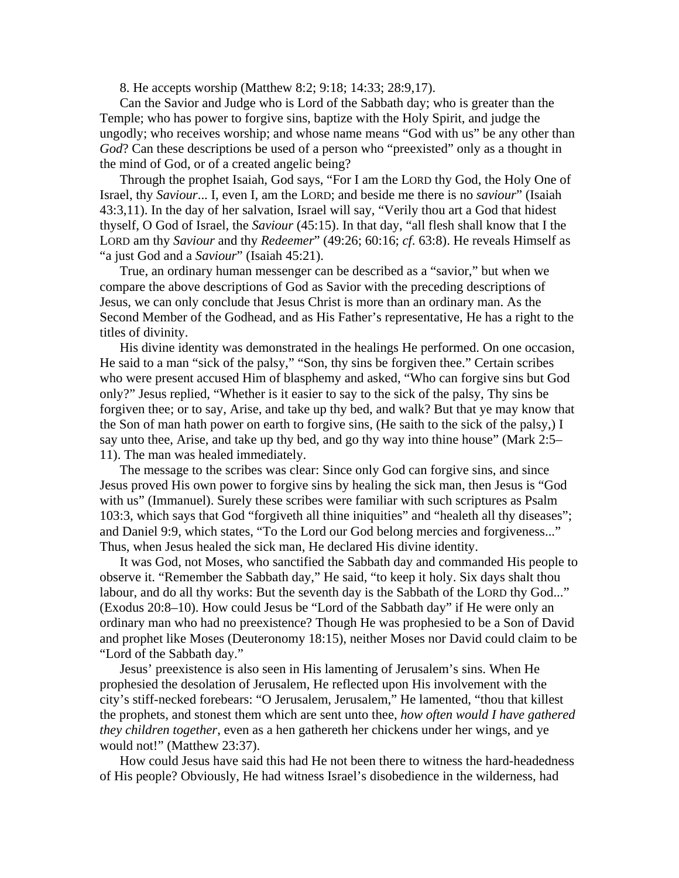8. He accepts worship (Matthew 8:2; 9:18; 14:33; 28:9,17).

Can the Savior and Judge who is Lord of the Sabbath day; who is greater than the Temple; who has power to forgive sins, baptize with the Holy Spirit, and judge the ungodly; who receives worship; and whose name means "God with us" be any other than *God*? Can these descriptions be used of a person who "preexisted" only as a thought in the mind of God, or of a created angelic being?

Through the prophet Isaiah, God says, "For I am the LORD thy God, the Holy One of Israel, thy *Saviour*... I, even I, am the LORD; and beside me there is no *saviour*" (Isaiah 43:3,11). In the day of her salvation, Israel will say, "Verily thou art a God that hidest thyself, O God of Israel, the *Saviour* (45:15). In that day, "all flesh shall know that I the LORD am thy *Saviour* and thy *Redeemer*" (49:26; 60:16; *cf.* 63:8). He reveals Himself as "a just God and a *Saviour*" (Isaiah 45:21).

True, an ordinary human messenger can be described as a "savior," but when we compare the above descriptions of God as Savior with the preceding descriptions of Jesus, we can only conclude that Jesus Christ is more than an ordinary man. As the Second Member of the Godhead, and as His Father's representative, He has a right to the titles of divinity.

His divine identity was demonstrated in the healings He performed. On one occasion, He said to a man "sick of the palsy," "Son, thy sins be forgiven thee." Certain scribes who were present accused Him of blasphemy and asked, "Who can forgive sins but God only?" Jesus replied, "Whether is it easier to say to the sick of the palsy, Thy sins be forgiven thee; or to say, Arise, and take up thy bed, and walk? But that ye may know that the Son of man hath power on earth to forgive sins, (He saith to the sick of the palsy,) I say unto thee, Arise, and take up thy bed, and go thy way into thine house" (Mark 2:5–11). The man was healed immediately.

The message to the scribes was clear: Since only God can forgive sins, and since Jesus proved His own power to forgive sins by healing the sick man, then Jesus is "God with us" (Immanuel). Surely these scribes were familiar with such scriptures as Psalm 103:3, which says that God "forgiveth all thine iniquities" and "healeth all thy diseases"; and Daniel 9:9, which states, "To the Lord our God belong mercies and forgiveness..." Thus, when Jesus healed the sick man, He declared His divine identity.

It was God, not Moses, who sanctified the Sabbath day and commanded His people to observe it. "Remember the Sabbath day," He said, "to keep it holy. Six days shalt thou labour, and do all thy works: But the seventh day is the Sabbath of the LORD thy God..." (Exodus 20:8–10). How could Jesus be "Lord of the Sabbath day" if He were only an ordinary man who had no preexistence? Though He was prophesied to be a Son of David and prophet like Moses (Deuteronomy 18:15), neither Moses nor David could claim to be "Lord of the Sabbath day."

Jesus' preexistence is also seen in His lamenting of Jerusalem's sins. When He prophesied the desolation of Jerusalem, He reflected upon His involvement with the city's stiff-necked forebears: "O Jerusalem, Jerusalem," He lamented, "thou that killest the prophets, and stonest them which are sent unto thee, *how often would I have gathered they children together*, even as a hen gathereth her chickens under her wings, and ye would not!" (Matthew 23:37).

How could Jesus have said this had He not been there to witness the hard-headedness of His people? Obviously, He had witness Israel's disobedience in the wilderness, had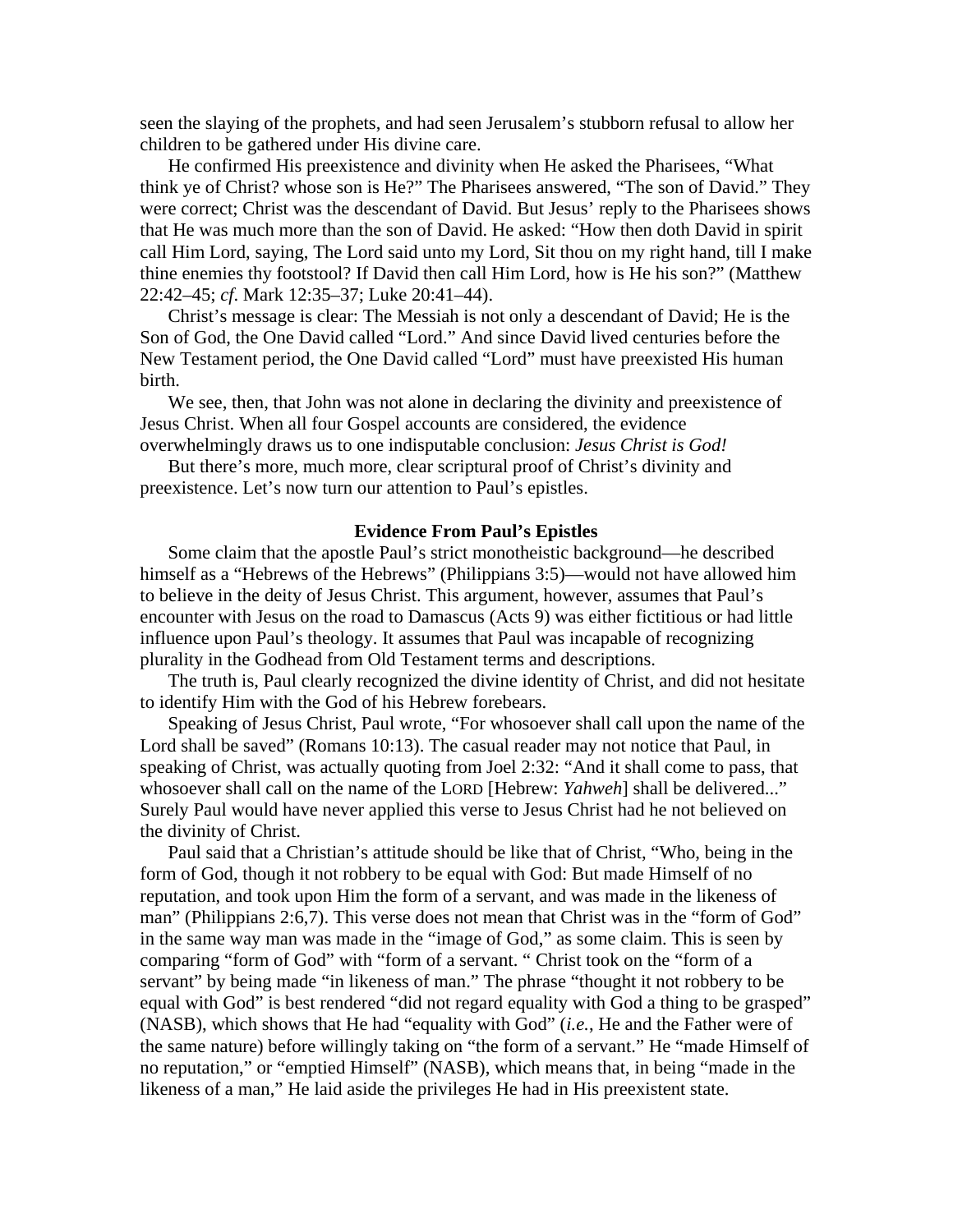seen the slaying of the prophets, and had seen Jerusalem's stubborn refusal to allow her children to be gathered under His divine care.

He confirmed His preexistence and divinity when He asked the Pharisees, "What think ye of Christ? whose son is He?" The Pharisees answered, "The son of David." They were correct; Christ was the descendant of David. But Jesus' reply to the Pharisees shows that He was much more than the son of David. He asked: "How then doth David in spirit call Him Lord, saying, The Lord said unto my Lord, Sit thou on my right hand, till I make thine enemies thy footstool? If David then call Him Lord, how is He his son?" (Matthew 22:42–45; *cf*. Mark 12:35–37; Luke 20:41–44).

Christ's message is clear: The Messiah is not only a descendant of David; He is the Son of God, the One David called "Lord." And since David lived centuries before the New Testament period, the One David called "Lord" must have preexisted His human birth.

We see, then, that John was not alone in declaring the divinity and preexistence of Jesus Christ. When all four Gospel accounts are considered, the evidence overwhelmingly draws us to one indisputable conclusion: *Jesus Christ is God!*

But there's more, much more, clear scriptural proof of Christ's divinity and preexistence. Let's now turn our attention to Paul's epistles.

### Evidence From Paul's Epistles

Some claim that the apostle Paul's strict monotheistic background—he described himself as a "Hebrews of the Hebrews" (Philippians 3:5)—would not have allowed him to believe in the deity of Jesus Christ. This argument, however, assumes that Paul's encounter with Jesus on the road to Damascus (Acts 9) was either fictitious or had little influence upon Paul's theology. It assumes that Paul was incapable of recognizing plurality in the Godhead from Old Testament terms and descriptions.

The truth is, Paul clearly recognized the divine identity of Christ, and did not hesitate to identify Him with the God of his Hebrew forebears.

Speaking of Jesus Christ, Paul wrote, "For whosoever shall call upon the name of the Lord shall be saved" (Romans 10:13). The casual reader may not notice that Paul, in speaking of Christ, was actually quoting from Joel 2:32: "And it shall come to pass, that whosoever shall call on the name of the LORD [Hebrew: *Yahweh*] shall be delivered..." Surely Paul would have never applied this verse to Jesus Christ had he not believed on the divinity of Christ.

Paul said that a Christian's attitude should be like that of Christ, "Who, being in the form of God, though it not robbery to be equal with God: But made Himself of no reputation, and took upon Him the form of a servant, and was made in the likeness of man" (Philippians 2:6,7). This verse does not mean that Christ was in the "form of God" in the same way man was made in the "image of God," as some claim. This is seen by comparing "form of God" with "form of a servant. " Christ took on the "form of a servant" by being made "in likeness of man." The phrase "thought it not robbery to be equal with God" is best rendered "did not regard equality with God a thing to be grasped" (NASB), which shows that He had "equality with God" (*i.e.*, He and the Father were of the same nature) before willingly taking on "the form of a servant." He "made Himself of no reputation," or "emptied Himself" (NASB), which means that, in being "made in the likeness of a man," He laid aside the privileges He had in His preexistent state.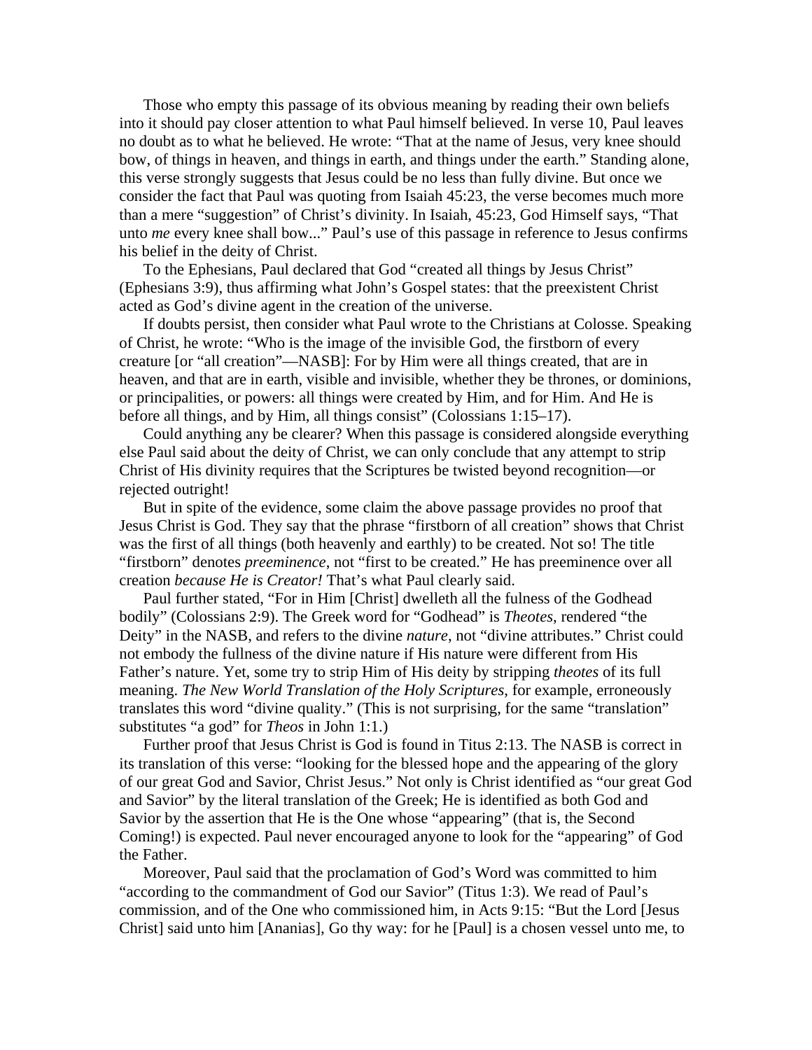Those who empty this passage of its obvious meaning by reading their own beliefs into it should pay closer attention to what Paul himself believed. In verse 10, Paul leaves no doubt as to what he believed. He wrote: "That at the name of Jesus, very knee should bow, of things in heaven, and things in earth, and things under the earth." Standing alone, this verse strongly suggests that Jesus could be no less than fully divine. But once we consider the fact that Paul was quoting from Isaiah 45:23, the verse becomes much more than a mere "suggestion" of Christ's divinity. In Isaiah, 45:23, God Himself says, "That unto *me* every knee shall bow..." Paul's use of this passage in reference to Jesus confirms his belief in the deity of Christ.

To the Ephesians, Paul declared that God "created all things by Jesus Christ" (Ephesians 3:9), thus affirming what John's Gospel states: that the preexistent Christ acted as God's divine agent in the creation of the universe.

If doubts persist, then consider what Paul wrote to the Christians at Colosse. Speaking of Christ, he wrote: "Who is the image of the invisible God, the firstborn of every creature [or "all creation"—NASB]: For by Him were all things created, that are in heaven, and that are in earth, visible and invisible, whether they be thrones, or dominions, or principalities, or powers: all things were created by Him, and for Him. And He is before all things, and by Him, all things consist" (Colossians 1:15–17).

Could anything any be clearer? When this passage is considered alongside everything else Paul said about the deity of Christ, we can only conclude that any attempt to strip Christ of His divinity requires that the Scriptures be twisted beyond recognition—or rejected outright!

But in spite of the evidence, some claim the above passage provides no proof that Jesus Christ is God. They say that the phrase "firstborn of all creation" shows that Christ was the first of all things (both heavenly and earthly) to be created. Not so! The title "firstborn" denotes *preeminence*, not "first to be created." He has preeminence over all creation *because He is Creator!* That's what Paul clearly said.

Paul further stated, "For in Him [Christ] dwelleth all the fulness of the Godhead bodily" (Colossians 2:9). The Greek word for "Godhead" is *Theotes*, rendered "the Deity" in the NASB, and refers to the divine *nature*, not "divine attributes." Christ could not embody the fullness of the divine nature if His nature were different from His Father's nature. Yet, some try to strip Him of His deity by stripping *theotes* of its full meaning. *The New World Translation of the Holy Scriptures*, for example, erroneously translates this word "divine quality." (This is not surprising, for the same "translation" substitutes "a god" for *Theos* in John 1:1.)

Further proof that Jesus Christ is God is found in Titus 2:13. The NASB is correct in its translation of this verse: "looking for the blessed hope and the appearing of the glory of our great God and Savior, Christ Jesus." Not only is Christ identified as "our great God and Savior" by the literal translation of the Greek; He is identified as both God and Savior by the assertion that He is the One whose "appearing" (that is, the Second Coming!) is expected. Paul never encouraged anyone to look for the "appearing" of God the Father.

Moreover, Paul said that the proclamation of God's Word was committed to him "according to the commandment of God our Savior" (Titus 1:3). We read of Paul's commission, and of the One who commissioned him, in Acts 9:15: "But the Lord [Jesus Christ] said unto him [Ananias], Go thy way: for he [Paul] is a chosen vessel unto me, to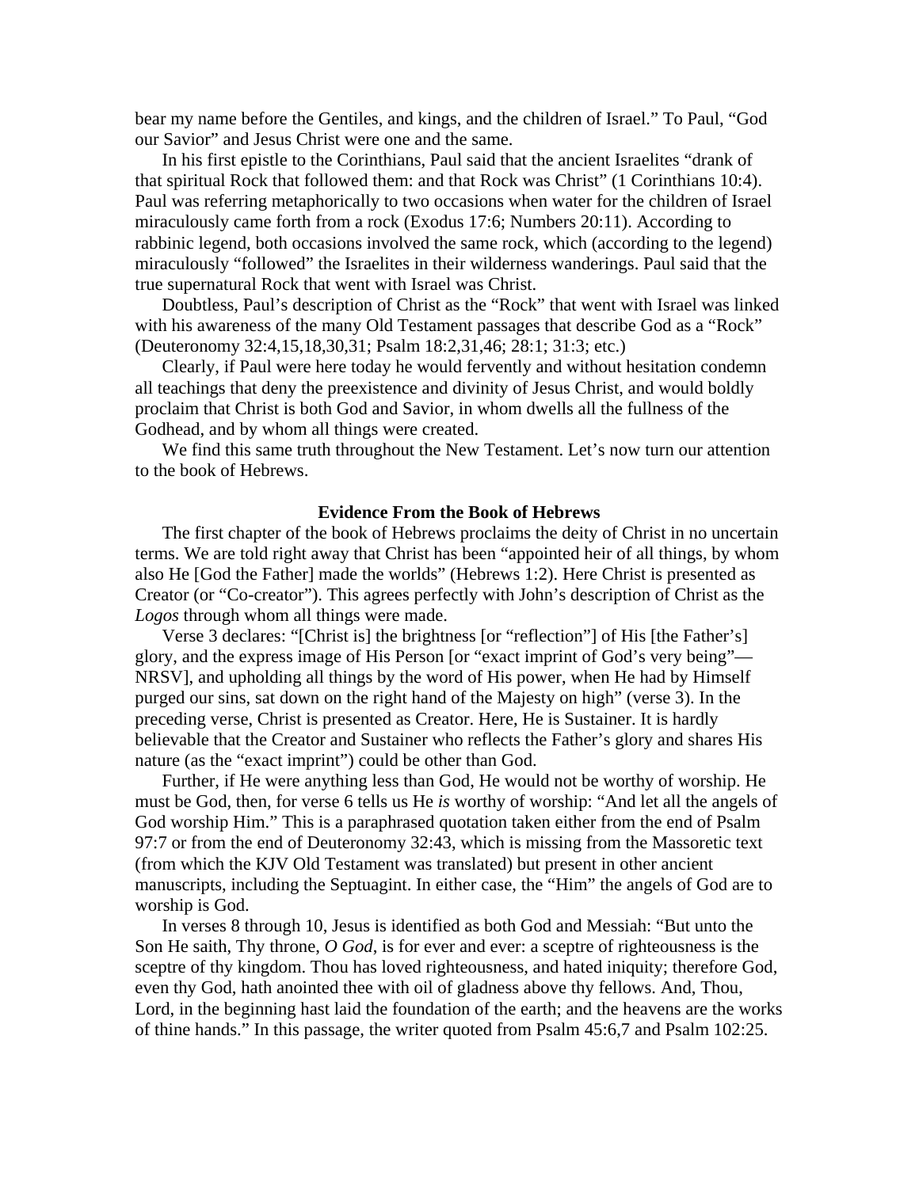bear my name before the Gentiles, and kings, and the children of Israel." To Paul, "God our Savior" and Jesus Christ were one and the same.

In his first epistle to the Corinthians, Paul said that the ancient Israelites "drank of that spiritual Rock that followed them: and that Rock was Christ" (1 Corinthians 10:4). Paul was referring metaphorically to two occasions when water for the children of Israel miraculously came forth from a rock (Exodus 17:6; Numbers 20:11). According to rabbinic legend, both occasions involved the same rock, which (according to the legend) miraculously "followed" the Israelites in their wilderness wanderings. Paul said that the true supernatural Rock that went with Israel was Christ.

Doubtless, Paul's description of Christ as the "Rock" that went with Israel was linked with his awareness of the many Old Testament passages that describe God as a "Rock" (Deuteronomy 32:4,15,18,30,31; Psalm 18:2,31,46; 28:1; 31:3; etc.)

Clearly, if Paul were here today he would fervently and without hesitation condemn all teachings that deny the preexistence and divinity of Jesus Christ, and would boldly proclaim that Christ is both God and Savior, in whom dwells all the fullness of the Godhead, and by whom all things were created.

We find this same truth throughout the New Testament. Let's now turn our attention to the book of Hebrews.

**Evidence From the Book of Hebrews**

The first chapter of the book of Hebrews proclaims the deity of Christ in no uncertain terms. We are told right away that Christ has been "appointed heir of all things, by whom also He [God the Father] made the worlds" (Hebrews 1:2). Here Christ is presented as Creator (or "Co-creator"). This agrees perfectly with John's description of Christ as the *Logos* through whom all things were made.

Verse 3 declares: "[Christ is] the brightness [or "reflection"] of His [the Father's] glory, and the express image of His Person [or "exact imprint of God's very being"—NRSV], and upholding all things by the word of His power, when He had by Himself purged our sins, sat down on the right hand of the Majesty on high" (verse 3). In the preceding verse, Christ is presented as Creator. Here, He is Sustainer. It is hardly believable that the Creator and Sustainer who reflects the Father's glory and shares His nature (as the "exact imprint") could be other than God.

Further, if He were anything less than God, He would not be worthy of worship. He must be God, then, for verse 6 tells us He *is* worthy of worship: "And let all the angels of God worship Him." This is a paraphrased quotation taken either from the end of Psalm 97:7 or from the end of Deuteronomy 32:43, which is missing from the Massoretic text (from which the KJV Old Testament was translated) but present in other ancient manuscripts, including the Septuagint. In either case, the "Him" the angels of God are to worship is God.

In verses 8 through 10, Jesus is identified as both God and Messiah: "But unto the Son He saith, Thy throne, *O God*, is for ever and ever: a sceptre of righteousness is the sceptre of thy kingdom. Thou has loved righteousness, and hated iniquity; therefore God, even thy God, hath anointed thee with oil of gladness above thy fellows. And, Thou, Lord, in the beginning hast laid the foundation of the earth; and the heavens are the works of thine hands." In this passage, the writer quoted from Psalm 45:6,7 and Psalm 102:25.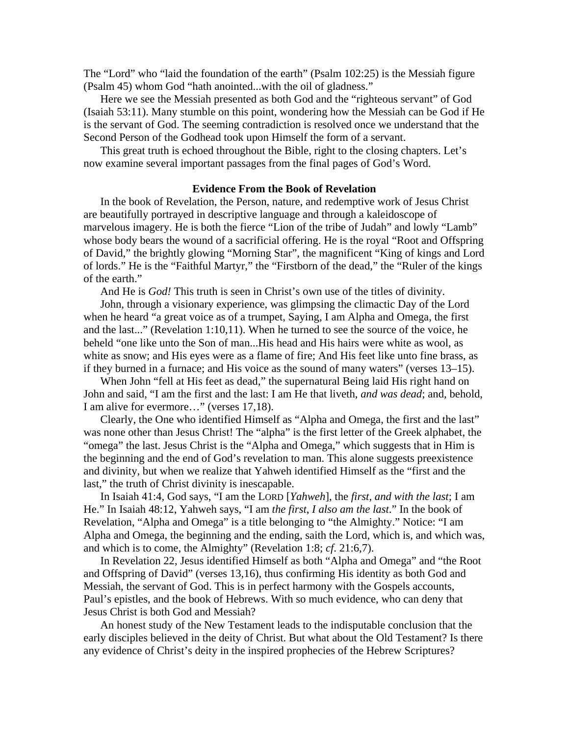The "Lord" who "laid the foundation of the earth" (Psalm 102:25) is the Messiah figure (Psalm 45) whom God "hath anointed...with the oil of gladness."

Here we see the Messiah presented as both God and the "righteous servant" of God (Isaiah 53:11). Many stumble on this point, wondering how the Messiah can be God if He is the servant of God. The seeming contradiction is resolved once we understand that the Second Person of the Godhead took upon Himself the form of a servant.

This great truth is echoed throughout the Bible, right to the closing chapters. Let's now examine several important passages from the final pages of God's Word.

### Evidence From the Book of Revelation

In the book of Revelation, the Person, nature, and redemptive work of Jesus Christ are beautifully portrayed in descriptive language and through a kaleidoscope of marvelous imagery. He is both the fierce "Lion of the tribe of Judah" and lowly "Lamb" whose body bears the wound of a sacrificial offering. He is the royal "Root and Offspring of David," the brightly glowing "Morning Star", the magnificent "King of kings and Lord of lords." He is the "Faithful Martyr," the "Firstborn of the dead," the "Ruler of the kings of the earth."

And He is *God!* This truth is seen in Christ's own use of the titles of divinity.

John, through a visionary experience, was glimpsing the climactic Day of the Lord when he heard "a great voice as of a trumpet, Saying, I am Alpha and Omega, the first and the last..." (Revelation 1:10,11). When he turned to see the source of the voice, he beheld "one like unto the Son of man...His head and His hairs were white as wool, as white as snow; and His eyes were as a flame of fire; And His feet like unto fine brass, as if they burned in a furnace; and His voice as the sound of many waters" (verses 13–15).

When John "fell at His feet as dead," the supernatural Being laid His right hand on John and said, "I am the first and the last: I am He that liveth, *and was dead*; and, behold, I am alive for evermore…" (verses 17,18).

Clearly, the One who identified Himself as "Alpha and Omega, the first and the last" was none other than Jesus Christ! The "alpha" is the first letter of the Greek alphabet, the "omega" the last. Jesus Christ is the "Alpha and Omega," which suggests that in Him is the beginning and the end of God's revelation to man. This alone suggests preexistence and divinity, but when we realize that Yahweh identified Himself as the "first and the last," the truth of Christ divinity is inescapable.

In Isaiah 41:4, God says, "I am the LORD [*Yahweh*], the *first, and with the last*; I am He." In Isaiah 48:12, Yahweh says, "I am *the first*, *I also am the last*." In the book of Revelation, "Alpha and Omega" is a title belonging to "the Almighty." Notice: "I am Alpha and Omega, the beginning and the ending, saith the Lord, which is, and which was, and which is to come, the Almighty" (Revelation 1:8; *cf*. 21:6,7).

In Revelation 22, Jesus identified Himself as both "Alpha and Omega" and "the Root and Offspring of David" (verses 13,16), thus confirming His identity as both God and Messiah, the servant of God. This is in perfect harmony with the Gospels accounts, Paul's epistles, and the book of Hebrews. With so much evidence, who can deny that Jesus Christ is both God and Messiah?

An honest study of the New Testament leads to the indisputable conclusion that the early disciples believed in the deity of Christ. But what about the Old Testament? Is there any evidence of Christ's deity in the inspired prophecies of the Hebrew Scriptures?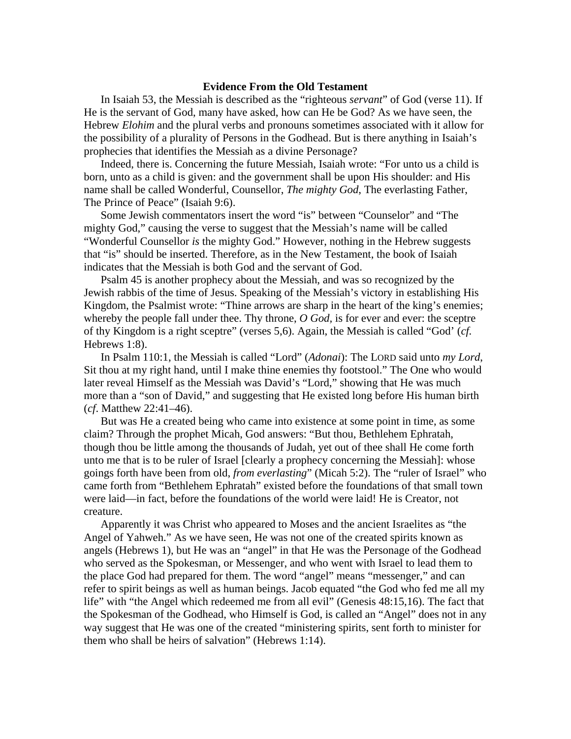### Evidence From the Old Testament

In Isaiah 53, the Messiah is described as the "righteous *servant*" of God (verse 11). If He is the servant of God, many have asked, how can He be God? As we have seen, the Hebrew *Elohim* and the plural verbs and pronouns sometimes associated with it allow for the possibility of a plurality of Persons in the Godhead. But is there anything in Isaiah's prophecies that identifies the Messiah as a divine Personage?

Indeed, there is. Concerning the future Messiah, Isaiah wrote: "For unto us a child is born, unto as a child is given: and the government shall be upon His shoulder: and His name shall be called Wonderful, Counsellor, *The mighty God*, The everlasting Father, The Prince of Peace" (Isaiah 9:6).

Some Jewish commentators insert the word "is" between "Counselor" and "The mighty God," causing the verse to suggest that the Messiah's name will be called "Wonderful Counsellor *is* the mighty God." However, nothing in the Hebrew suggests that "is" should be inserted. Therefore, as in the New Testament, the book of Isaiah indicates that the Messiah is both God and the servant of God.

Psalm 45 is another prophecy about the Messiah, and was so recognized by the Jewish rabbis of the time of Jesus. Speaking of the Messiah's victory in establishing His Kingdom, the Psalmist wrote: "Thine arrows are sharp in the heart of the king's enemies; whereby the people fall under thee. Thy throne, *O God*, is for ever and ever: the sceptre of thy Kingdom is a right sceptre" (verses 5,6). Again, the Messiah is called "God' (*cf.* Hebrews 1:8).

In Psalm 110:1, the Messiah is called "Lord" (*Adonai*): The LORD said unto *my Lord*, Sit thou at my right hand, until I make thine enemies thy footstool." The One who would later reveal Himself as the Messiah was David's "Lord," showing that He was much more than a "son of David," and suggesting that He existed long before His human birth (*cf*. Matthew 22:41–46).

But was He a created being who came into existence at some point in time, as some claim? Through the prophet Micah, God answers: "But thou, Bethlehem Ephratah, though thou be little among the thousands of Judah, yet out of thee shall He come forth unto me that is to be ruler of Israel [clearly a prophecy concerning the Messiah]: whose goings forth have been from old, *from everlasting*" (Micah 5:2). The "ruler of Israel" who came forth from "Bethlehem Ephratah" existed before the foundations of that small town were laid—in fact, before the foundations of the world were laid! He is Creator, not creature.

Apparently it was Christ who appeared to Moses and the ancient Israelites as "the Angel of Yahweh." As we have seen, He was not one of the created spirits known as angels (Hebrews 1), but He was an "angel" in that He was the Personage of the Godhead who served as the Spokesman, or Messenger, and who went with Israel to lead them to the place God had prepared for them. The word "angel" means "messenger," and can refer to spirit beings as well as human beings. Jacob equated "the God who fed me all my life" with "the Angel which redeemed me from all evil" (Genesis 48:15,16). The fact that the Spokesman of the Godhead, who Himself is God, is called an "Angel" does not in any way suggest that He was one of the created "ministering spirits, sent forth to minister for them who shall be heirs of salvation" (Hebrews 1:14).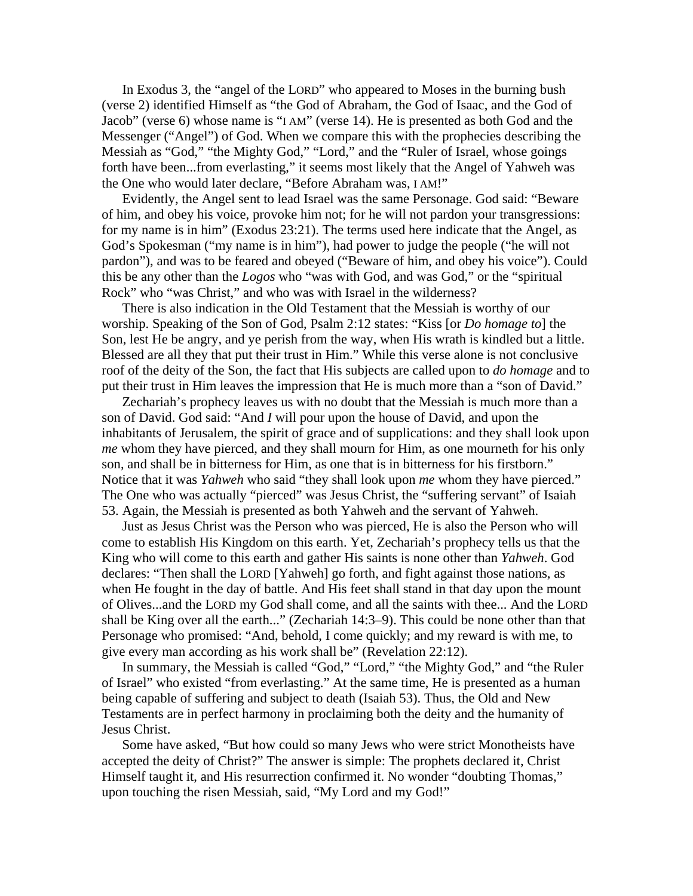In Exodus 3, the "angel of the LORD" who appeared to Moses in the burning bush (verse 2) identified Himself as "the God of Abraham, the God of Isaac, and the God of Jacob" (verse 6) whose name is "I AM" (verse 14). He is presented as both God and the Messenger ("Angel") of God. When we compare this with the prophecies describing the Messiah as "God," "the Mighty God," "Lord," and the "Ruler of Israel, whose goings forth have been...from everlasting," it seems most likely that the Angel of Yahweh was the One who would later declare, "Before Abraham was, I AM!"

Evidently, the Angel sent to lead Israel was the same Personage. God said: "Beware of him, and obey his voice, provoke him not; for he will not pardon your transgressions: for my name is in him" (Exodus 23:21). The terms used here indicate that the Angel, as God's Spokesman ("my name is in him"), had power to judge the people ("he will not pardon"), and was to be feared and obeyed ("Beware of him, and obey his voice"). Could this be any other than the *Logos* who "was with God, and was God," or the "spiritual Rock" who "was Christ," and who was with Israel in the wilderness?

There is also indication in the Old Testament that the Messiah is worthy of our worship. Speaking of the Son of God, Psalm 2:12 states: "Kiss [or *Do homage to*] the Son, lest He be angry, and ye perish from the way, when His wrath is kindled but a little. Blessed are all they that put their trust in Him." While this verse alone is not conclusive roof of the deity of the Son, the fact that His subjects are called upon to *do homage* and to put their trust in Him leaves the impression that He is much more than a "son of David."

Zechariah's prophecy leaves us with no doubt that the Messiah is much more than a son of David. God said: "And *I* will pour upon the house of David, and upon the inhabitants of Jerusalem, the spirit of grace and of supplications: and they shall look upon *me* whom they have pierced, and they shall mourn for Him, as one mourneth for his only son, and shall be in bitterness for Him, as one that is in bitterness for his firstborn." Notice that it was *Yahweh* who said "they shall look upon *me* whom they have pierced." The One who was actually "pierced" was Jesus Christ, the "suffering servant" of Isaiah 53. Again, the Messiah is presented as both Yahweh and the servant of Yahweh.

Just as Jesus Christ was the Person who was pierced, He is also the Person who will come to establish His Kingdom on this earth. Yet, Zechariah's prophecy tells us that the King who will come to this earth and gather His saints is none other than *Yahweh*. God declares: "Then shall the LORD [Yahweh] go forth, and fight against those nations, as when He fought in the day of battle. And His feet shall stand in that day upon the mount of Olives...and the LORD my God shall come, and all the saints with thee... And the LORD shall be King over all the earth..." (Zechariah 14:3–9). This could be none other than that Personage who promised: "And, behold, I come quickly; and my reward is with me, to give every man according as his work shall be" (Revelation 22:12).

In summary, the Messiah is called "God," "Lord," "the Mighty God," and "the Ruler of Israel" who existed "from everlasting." At the same time, He is presented as a human being capable of suffering and subject to death (Isaiah 53). Thus, the Old and New Testaments are in perfect harmony in proclaiming both the deity and the humanity of Jesus Christ.

Some have asked, "But how could so many Jews who were strict Monotheists have accepted the deity of Christ?" The answer is simple: The prophets declared it, Christ Himself taught it, and His resurrection confirmed it. No wonder "doubting Thomas," upon touching the risen Messiah, said, "My Lord and my God!"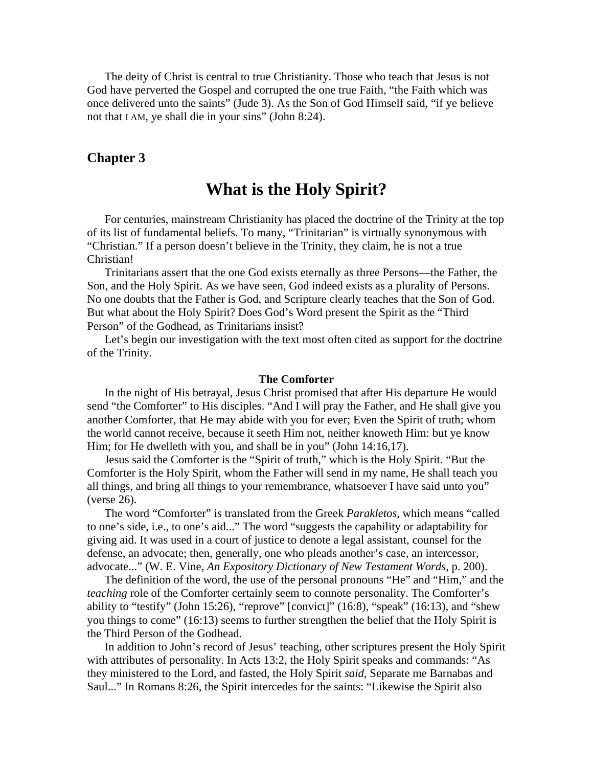The deity of Christ is central to true Christianity. Those who teach that Jesus is not God have perverted the Gospel and corrupted the one true Faith, "the Faith which was once delivered unto the saints" (Jude 3). As the Son of God Himself said, "if ye believe not that I AM, ye shall die in your sins" (John 8:24).

## Chapter 3

# What is the Holy Spirit?

For centuries, mainstream Christianity has placed the doctrine of the Trinity at the top of its list of fundamental beliefs. To many, "Trinitarian" is virtually synonymous with "Christian." If a person doesn't believe in the Trinity, they claim, he is not a true Christian!

Trinitarians assert that the one God exists eternally as three Persons—the Father, the Son, and the Holy Spirit. As we have seen, God indeed exists as a plurality of Persons. No one doubts that the Father is God, and Scripture clearly teaches that the Son of God. But what about the Holy Spirit? Does God's Word present the Spirit as the "Third Person" of the Godhead, as Trinitarians insist?

Let's begin our investigation with the text most often cited as support for the doctrine of the Trinity.

### The Comforter

In the night of His betrayal, Jesus Christ promised that after His departure He would send "the Comforter" to His disciples. "And I will pray the Father, and He shall give you another Comforter, that He may abide with you for ever; Even the Spirit of truth; whom the world cannot receive, because it seeth Him not, neither knoweth Him: but ye know Him; for He dwelleth with you, and shall be in you" (John 14:16,17).

Jesus said the Comforter is the "Spirit of truth," which is the Holy Spirit. "But the Comforter is the Holy Spirit, whom the Father will send in my name, He shall teach you all things, and bring all things to your remembrance, whatsoever I have said unto you" (verse 26).

The word "Comforter" is translated from the Greek *Parakletos*, which means "called to one's side, i.e., to one's aid..." The word "suggests the capability or adaptability for giving aid. It was used in a court of justice to denote a legal assistant, counsel for the defense, an advocate; then, generally, one who pleads another's case, an intercessor, advocate..." (W. E. Vine, *An Expository Dictionary of New Testament Words*, p. 200).

The definition of the word, the use of the personal pronouns "He" and "Him," and the *teaching* role of the Comforter certainly seem to connote personality. The Comforter's ability to "testify" (John 15:26), "reprove" [convict]" (16:8), "speak" (16:13), and "shew you things to come" (16:13) seems to further strengthen the belief that the Holy Spirit is the Third Person of the Godhead.

In addition to John's record of Jesus' teaching, other scriptures present the Holy Spirit with attributes of personality. In Acts 13:2, the Holy Spirit speaks and commands: "As they ministered to the Lord, and fasted, the Holy Spirit *said*, Separate me Barnabas and Saul..." In Romans 8:26, the Spirit intercedes for the saints: "Likewise the Spirit also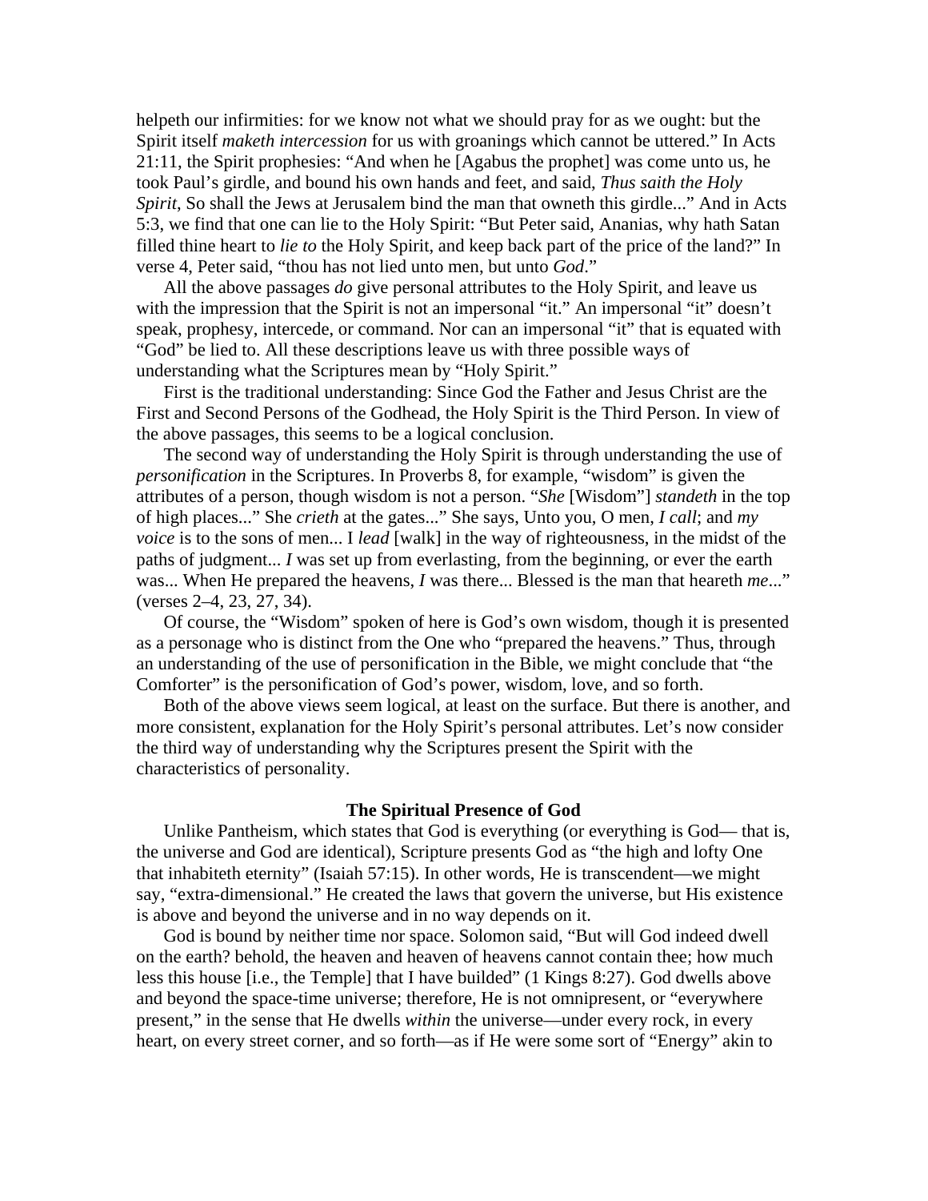helpeth our infirmities: for we know not what we should pray for as we ought: but the Spirit itself *maketh intercession* for us with groanings which cannot be uttered." In Acts 21:11, the Spirit prophesies: "And when he [Agabus the prophet] was come unto us, he took Paul's girdle, and bound his own hands and feet, and said, *Thus saith the Holy Spirit*, So shall the Jews at Jerusalem bind the man that owneth this girdle..." And in Acts 5:3, we find that one can lie to the Holy Spirit: "But Peter said, Ananias, why hath Satan filled thine heart to *lie to* the Holy Spirit, and keep back part of the price of the land?" In verse 4, Peter said, "thou has not lied unto men, but unto *God*."

All the above passages *do* give personal attributes to the Holy Spirit, and leave us with the impression that the Spirit is not an impersonal "it." An impersonal "it" doesn't speak, prophesy, intercede, or command. Nor can an impersonal "it" that is equated with "God" be lied to. All these descriptions leave us with three possible ways of understanding what the Scriptures mean by "Holy Spirit."

First is the traditional understanding: Since God the Father and Jesus Christ are the First and Second Persons of the Godhead, the Holy Spirit is the Third Person. In view of the above passages, this seems to be a logical conclusion.

The second way of understanding the Holy Spirit is through understanding the use of *personification* in the Scriptures. In Proverbs 8, for example, "wisdom" is given the attributes of a person, though wisdom is not a person. "*She* [Wisdom"] *standeth* in the top of high places..." She *crieth* at the gates..." She says, Unto you, O men, *I call*; and *my voice* is to the sons of men... I *lead* [walk] in the way of righteousness, in the midst of the paths of judgment... *I* was set up from everlasting, from the beginning, or ever the earth was... When He prepared the heavens, *I* was there... Blessed is the man that heareth *me*..." (verses 2–4, 23, 27, 34).

Of course, the "Wisdom" spoken of here is God's own wisdom, though it is presented as a personage who is distinct from the One who "prepared the heavens." Thus, through an understanding of the use of personification in the Bible, we might conclude that "the Comforter" is the personification of God's power, wisdom, love, and so forth.

Both of the above views seem logical, at least on the surface. But there is another, and more consistent, explanation for the Holy Spirit's personal attributes. Let's now consider the third way of understanding why the Scriptures present the Spirit with the characteristics of personality.

### The Spiritual Presence of God

Unlike Pantheism, which states that God is everything (or everything is God— that is, the universe and God are identical), Scripture presents God as "the high and lofty One that inhabiteth eternity" (Isaiah 57:15). In other words, He is transcendent—we might say, "extra-dimensional." He created the laws that govern the universe, but His existence is above and beyond the universe and in no way depends on it.

God is bound by neither time nor space. Solomon said, "But will God indeed dwell on the earth? behold, the heaven and heaven of heavens cannot contain thee; how much less this house [i.e., the Temple] that I have builded" (1 Kings 8:27). God dwells above and beyond the space-time universe; therefore, He is not omnipresent, or "everywhere present," in the sense that He dwells *within* the universe—under every rock, in every heart, on every street corner, and so forth—as if He were some sort of "Energy" akin to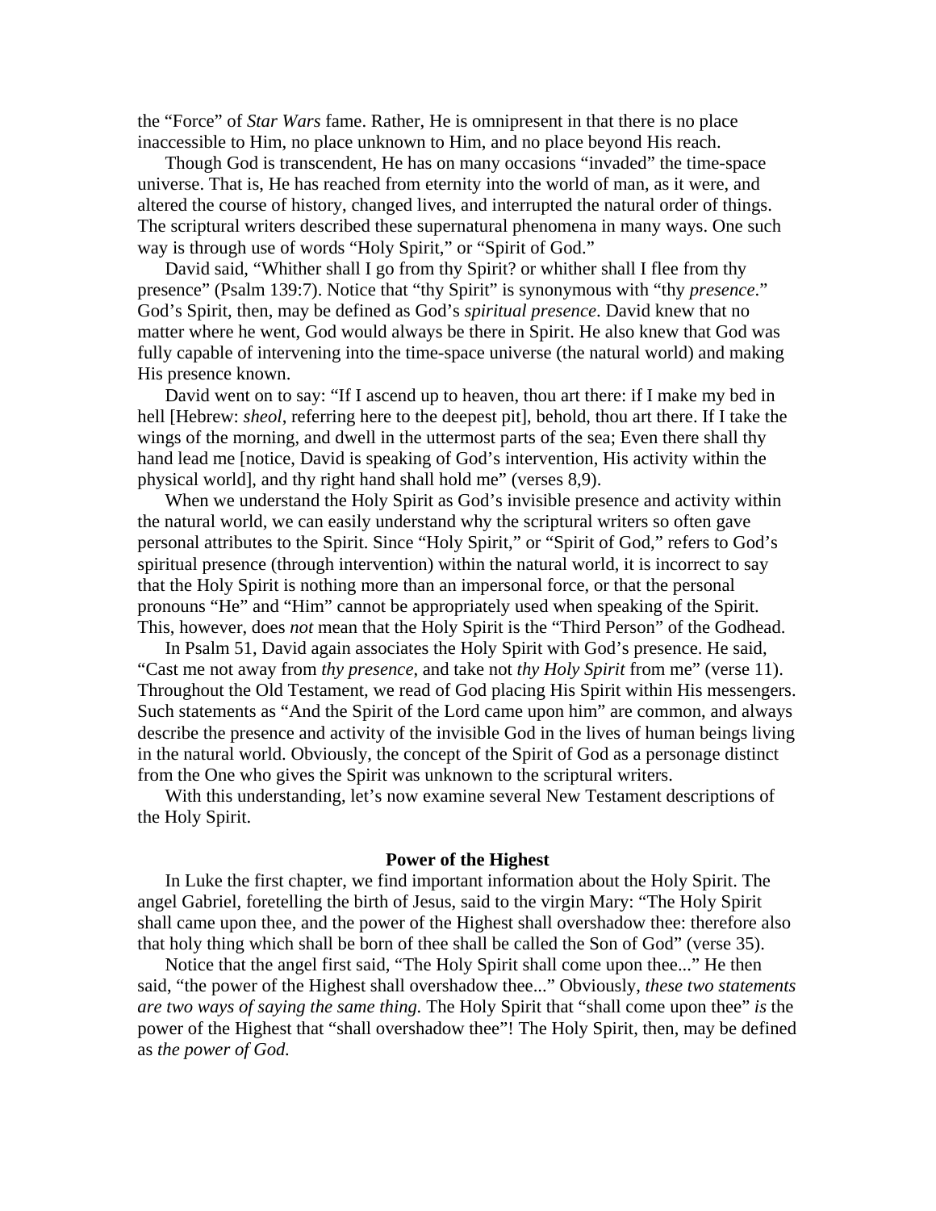the "Force" of *Star Wars* fame. Rather, He is omnipresent in that there is no place inaccessible to Him, no place unknown to Him, and no place beyond His reach.

Though God is transcendent, He has on many occasions "invaded" the time-space universe. That is, He has reached from eternity into the world of man, as it were, and altered the course of history, changed lives, and interrupted the natural order of things. The scriptural writers described these supernatural phenomena in many ways. One such way is through use of words "Holy Spirit," or "Spirit of God."

David said, "Whither shall I go from thy Spirit? or whither shall I flee from thy presence" (Psalm 139:7). Notice that "thy Spirit" is synonymous with "thy *presence*." God's Spirit, then, may be defined as God's *spiritual presence*. David knew that no matter where he went, God would always be there in Spirit. He also knew that God was fully capable of intervening into the time-space universe (the natural world) and making His presence known.

David went on to say: "If I ascend up to heaven, thou art there: if I make my bed in hell [Hebrew: *sheol*, referring here to the deepest pit], behold, thou art there. If I take the wings of the morning, and dwell in the uttermost parts of the sea; Even there shall thy hand lead me [notice, David is speaking of God's intervention, His activity within the physical world], and thy right hand shall hold me" (verses 8,9).

When we understand the Holy Spirit as God's invisible presence and activity within the natural world, we can easily understand why the scriptural writers so often gave personal attributes to the Spirit. Since "Holy Spirit," or "Spirit of God," refers to God's spiritual presence (through intervention) within the natural world, it is incorrect to say that the Holy Spirit is nothing more than an impersonal force, or that the personal pronouns "He" and "Him" cannot be appropriately used when speaking of the Spirit. This, however, does *not* mean that the Holy Spirit is the "Third Person" of the Godhead.

In Psalm 51, David again associates the Holy Spirit with God's presence. He said, "Cast me not away from *thy presence*, and take not *thy Holy Spirit* from me" (verse 11). Throughout the Old Testament, we read of God placing His Spirit within His messengers. Such statements as "And the Spirit of the Lord came upon him" are common, and always describe the presence and activity of the invisible God in the lives of human beings living in the natural world. Obviously, the concept of the Spirit of God as a personage distinct from the One who gives the Spirit was unknown to the scriptural writers.

With this understanding, let's now examine several New Testament descriptions of the Holy Spirit.

### Power of the Highest

In Luke the first chapter, we find important information about the Holy Spirit. The angel Gabriel, foretelling the birth of Jesus, said to the virgin Mary: "The Holy Spirit shall came upon thee, and the power of the Highest shall overshadow thee: therefore also that holy thing which shall be born of thee shall be called the Son of God" (verse 35).

Notice that the angel first said, "The Holy Spirit shall come upon thee..." He then said, "the power of the Highest shall overshadow thee..." Obviously, *these two statements are two ways of saying the same thing.* The Holy Spirit that "shall come upon thee" *is* the power of the Highest that "shall overshadow thee"! The Holy Spirit, then, may be defined as *the power of God.*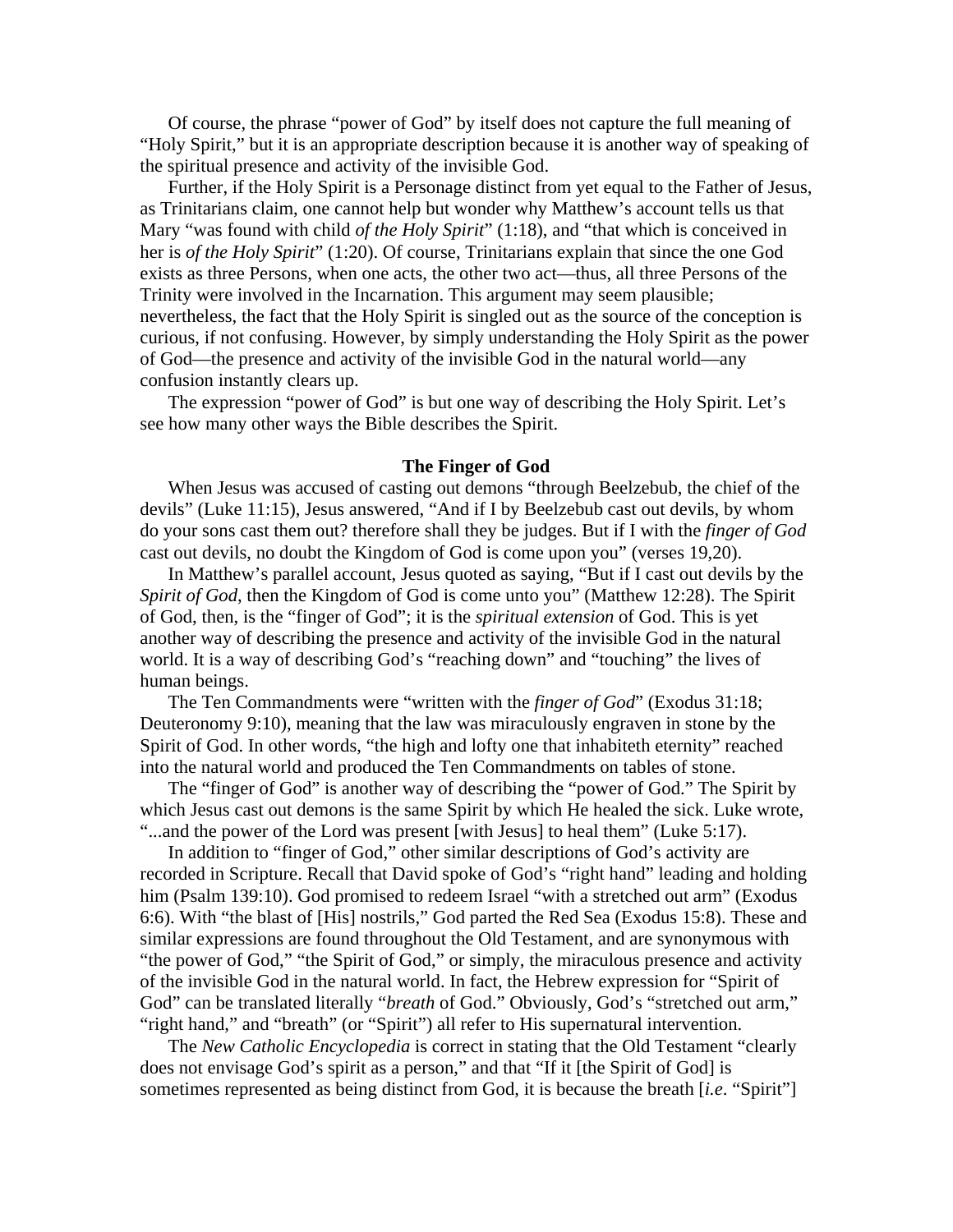Of course, the phrase "power of God" by itself does not capture the full meaning of "Holy Spirit," but it is an appropriate description because it is another way of speaking of the spiritual presence and activity of the invisible God.

Further, if the Holy Spirit is a Personage distinct from yet equal to the Father of Jesus, as Trinitarians claim, one cannot help but wonder why Matthew's account tells us that Mary "was found with child *of the Holy Spirit*" (1:18), and "that which is conceived in her is *of the Holy Spirit*" (1:20). Of course, Trinitarians explain that since the one God exists as three Persons, when one acts, the other two act—thus, all three Persons of the Trinity were involved in the Incarnation. This argument may seem plausible; nevertheless, the fact that the Holy Spirit is singled out as the source of the conception is curious, if not confusing. However, by simply understanding the Holy Spirit as the power of God—the presence and activity of the invisible God in the natural world—any confusion instantly clears up.

The expression "power of God" is but one way of describing the Holy Spirit. Let's see how many other ways the Bible describes the Spirit.

### The Finger of God

When Jesus was accused of casting out demons "through Beelzebub, the chief of the devils" (Luke 11:15), Jesus answered, "And if I by Beelzebub cast out devils, by whom do your sons cast them out? therefore shall they be judges. But if I with the *finger of God* cast out devils, no doubt the Kingdom of God is come upon you" (verses 19,20).

In Matthew's parallel account, Jesus quoted as saying, "But if I cast out devils by the *Spirit of God*, then the Kingdom of God is come unto you" (Matthew 12:28). The Spirit of God, then, is the "finger of God"; it is the *spiritual extension* of God. This is yet another way of describing the presence and activity of the invisible God in the natural world. It is a way of describing God's "reaching down" and "touching" the lives of human beings.

The Ten Commandments were "written with the *finger of God*" (Exodus 31:18; Deuteronomy 9:10), meaning that the law was miraculously engraven in stone by the Spirit of God. In other words, "the high and lofty one that inhabiteth eternity" reached into the natural world and produced the Ten Commandments on tables of stone.

The "finger of God" is another way of describing the "power of God." The Spirit by which Jesus cast out demons is the same Spirit by which He healed the sick. Luke wrote, "...and the power of the Lord was present [with Jesus] to heal them" (Luke 5:17).

In addition to "finger of God," other similar descriptions of God's activity are recorded in Scripture. Recall that David spoke of God's "right hand" leading and holding him (Psalm 139:10). God promised to redeem Israel "with a stretched out arm" (Exodus 6:6). With "the blast of [His] nostrils," God parted the Red Sea (Exodus 15:8). These and similar expressions are found throughout the Old Testament, and are synonymous with "the power of God," "the Spirit of God," or simply, the miraculous presence and activity of the invisible God in the natural world. In fact, the Hebrew expression for "Spirit of God" can be translated literally "*breath* of God." Obviously, God's "stretched out arm," "right hand," and "breath" (or "Spirit") all refer to His supernatural intervention.

The *New Catholic Encyclopedia* is correct in stating that the Old Testament "clearly does not envisage God's spirit as a person," and that "If it [the Spirit of God] is sometimes represented as being distinct from God, it is because the breath [*i.e*. "Spirit"]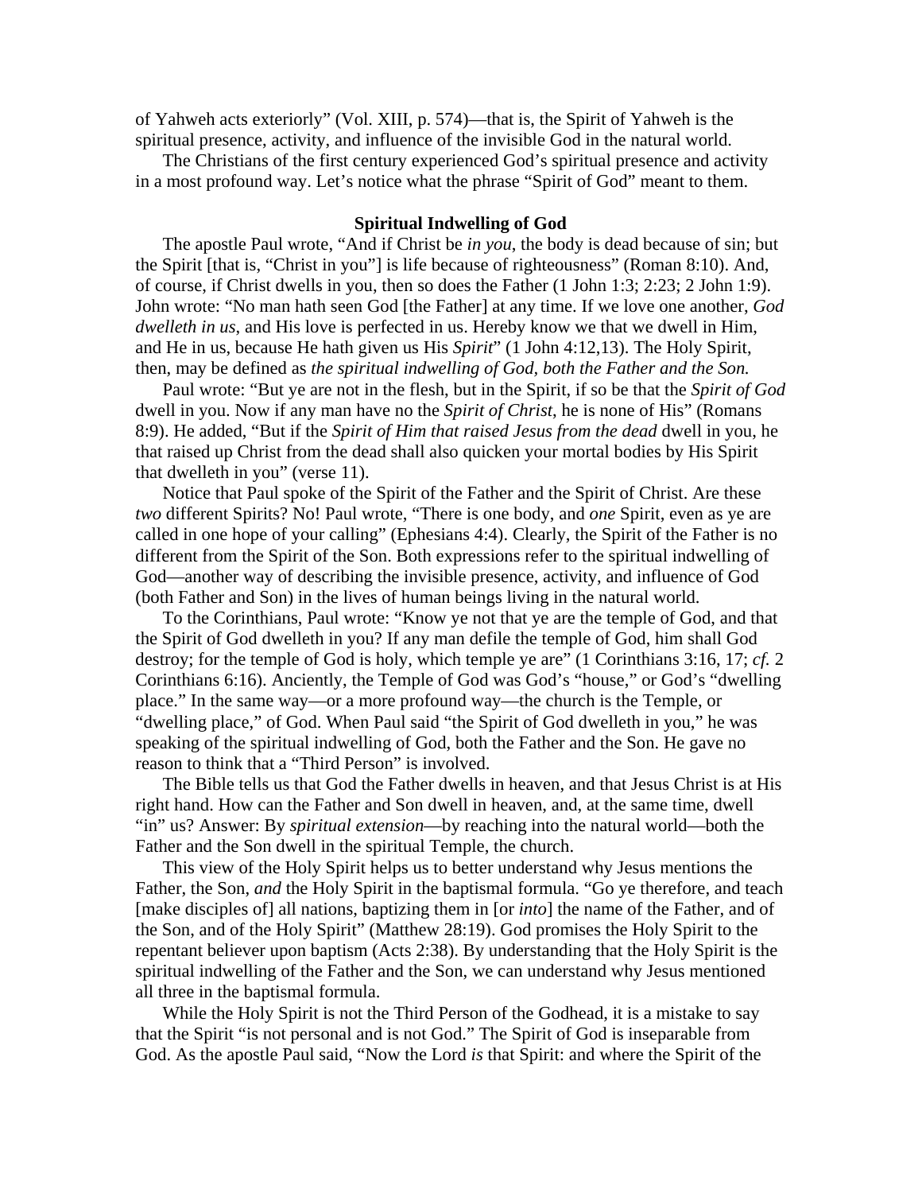of Yahweh acts exteriorly" (Vol. XIII, p. 574)—that is, the Spirit of Yahweh is the spiritual presence, activity, and influence of the invisible God in the natural world.

The Christians of the first century experienced God's spiritual presence and activity in a most profound way. Let's notice what the phrase "Spirit of God" meant to them.

### Spiritual Indwelling of God

The apostle Paul wrote, "And if Christ be *in you*, the body is dead because of sin; but the Spirit [that is, "Christ in you"] is life because of righteousness" (Roman 8:10). And, of course, if Christ dwells in you, then so does the Father (1 John 1:3; 2:23; 2 John 1:9). John wrote: "No man hath seen God [the Father] at any time. If we love one another, *God dwelleth in us*, and His love is perfected in us. Hereby know we that we dwell in Him, and He in us, because He hath given us His *Spirit*" (1 John 4:12,13). The Holy Spirit, then, may be defined as *the spiritual indwelling of God, both the Father and the Son.*

Paul wrote: "But ye are not in the flesh, but in the Spirit, if so be that the *Spirit of God* dwell in you. Now if any man have no the *Spirit of Christ*, he is none of His" (Romans 8:9). He added, "But if the *Spirit of Him that raised Jesus from the dead* dwell in you, he that raised up Christ from the dead shall also quicken your mortal bodies by His Spirit that dwelleth in you" (verse 11).

Notice that Paul spoke of the Spirit of the Father and the Spirit of Christ. Are these *two* different Spirits? No! Paul wrote, "There is one body, and *one* Spirit, even as ye are called in one hope of your calling" (Ephesians 4:4). Clearly, the Spirit of the Father is no different from the Spirit of the Son. Both expressions refer to the spiritual indwelling of God—another way of describing the invisible presence, activity, and influence of God (both Father and Son) in the lives of human beings living in the natural world.

To the Corinthians, Paul wrote: "Know ye not that ye are the temple of God, and that the Spirit of God dwelleth in you? If any man defile the temple of God, him shall God destroy; for the temple of God is holy, which temple ye are" (1 Corinthians 3:16, 17; *cf.* 2 Corinthians 6:16). Anciently, the Temple of God was God's "house," or God's "dwelling place." In the same way—or a more profound way—the church is the Temple, or "dwelling place," of God. When Paul said "the Spirit of God dwelleth in you," he was speaking of the spiritual indwelling of God, both the Father and the Son. He gave no reason to think that a "Third Person" is involved.

The Bible tells us that God the Father dwells in heaven, and that Jesus Christ is at His right hand. How can the Father and Son dwell in heaven, and, at the same time, dwell "in" us? Answer: By *spiritual extension*—by reaching into the natural world—both the Father and the Son dwell in the spiritual Temple, the church.

This view of the Holy Spirit helps us to better understand why Jesus mentions the Father, the Son, *and* the Holy Spirit in the baptismal formula. "Go ye therefore, and teach [make disciples of] all nations, baptizing them in [or *into*] the name of the Father, and of the Son, and of the Holy Spirit" (Matthew 28:19). God promises the Holy Spirit to the repentant believer upon baptism (Acts 2:38). By understanding that the Holy Spirit is the spiritual indwelling of the Father and the Son, we can understand why Jesus mentioned all three in the baptismal formula.

While the Holy Spirit is not the Third Person of the Godhead, it is a mistake to say that the Spirit "is not personal and is not God." The Spirit of God is inseparable from God. As the apostle Paul said, "Now the Lord *is* that Spirit: and where the Spirit of the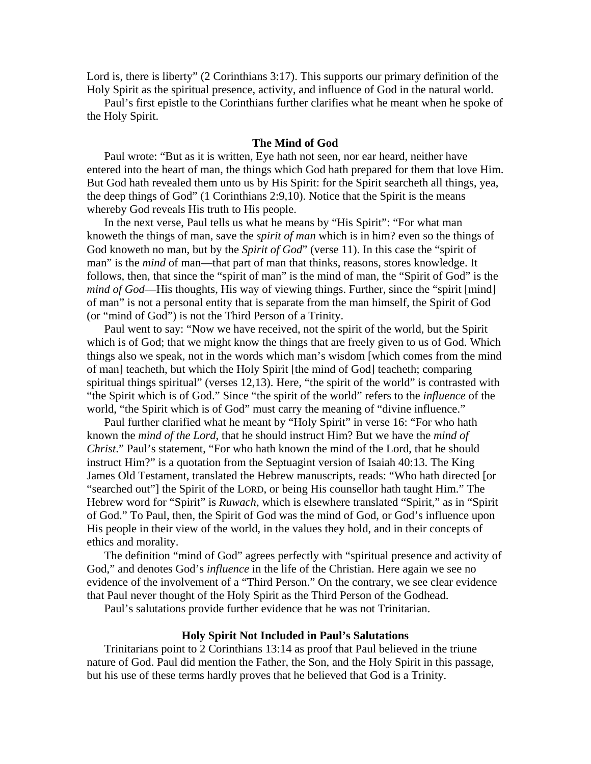Lord is, there is liberty" (2 Corinthians 3:17). This supports our primary definition of the Holy Spirit as the spiritual presence, activity, and influence of God in the natural world.

Paul's first epistle to the Corinthians further clarifies what he meant when he spoke of the Holy Spirit.

### The Mind of God

Paul wrote: "But as it is written, Eye hath not seen, nor ear heard, neither have entered into the heart of man, the things which God hath prepared for them that love Him. But God hath revealed them unto us by His Spirit: for the Spirit searcheth all things, yea, the deep things of God" (1 Corinthians 2:9,10). Notice that the Spirit is the means whereby God reveals His truth to His people.

In the next verse, Paul tells us what he means by "His Spirit": "For what man knoweth the things of man, save the *spirit of man* which is in him? even so the things of God knoweth no man, but by the *Spirit of God*" (verse 11). In this case the "spirit of man" is the *mind* of man—that part of man that thinks, reasons, stores knowledge. It follows, then, that since the "spirit of man" is the mind of man, the "Spirit of God" is the *mind of God*—His thoughts, His way of viewing things. Further, since the "spirit [mind] of man" is not a personal entity that is separate from the man himself, the Spirit of God (or "mind of God") is not the Third Person of a Trinity.

Paul went to say: "Now we have received, not the spirit of the world, but the Spirit which is of God; that we might know the things that are freely given to us of God. Which things also we speak, not in the words which man's wisdom [which comes from the mind of man] teacheth, but which the Holy Spirit [the mind of God] teacheth; comparing spiritual things spiritual" (verses 12,13). Here, "the spirit of the world" is contrasted with "the Spirit which is of God." Since "the spirit of the world" refers to the *influence* of the world, "the Spirit which is of God" must carry the meaning of "divine influence."

Paul further clarified what he meant by "Holy Spirit" in verse 16: "For who hath known the *mind of the Lord*, that he should instruct Him? But we have the *mind of Christ*." Paul's statement, "For who hath known the mind of the Lord, that he should instruct Him?" is a quotation from the Septuagint version of Isaiah 40:13. The King James Old Testament, translated the Hebrew manuscripts, reads: "Who hath directed [or "searched out"] the Spirit of the LORD, or being His counsellor hath taught Him." The Hebrew word for "Spirit" is *Ruwach*, which is elsewhere translated "Spirit," as in "Spirit of God." To Paul, then, the Spirit of God was the mind of God, or God's influence upon His people in their view of the world, in the values they hold, and in their concepts of ethics and morality.

The definition "mind of God" agrees perfectly with "spiritual presence and activity of God," and denotes God's *influence* in the life of the Christian. Here again we see no evidence of the involvement of a "Third Person." On the contrary, we see clear evidence that Paul never thought of the Holy Spirit as the Third Person of the Godhead.

Paul's salutations provide further evidence that he was not Trinitarian.

### Holy Spirit Not Included in Paul's Salutations

Trinitarians point to 2 Corinthians 13:14 as proof that Paul believed in the triune nature of God. Paul did mention the Father, the Son, and the Holy Spirit in this passage, but his use of these terms hardly proves that he believed that God is a Trinity.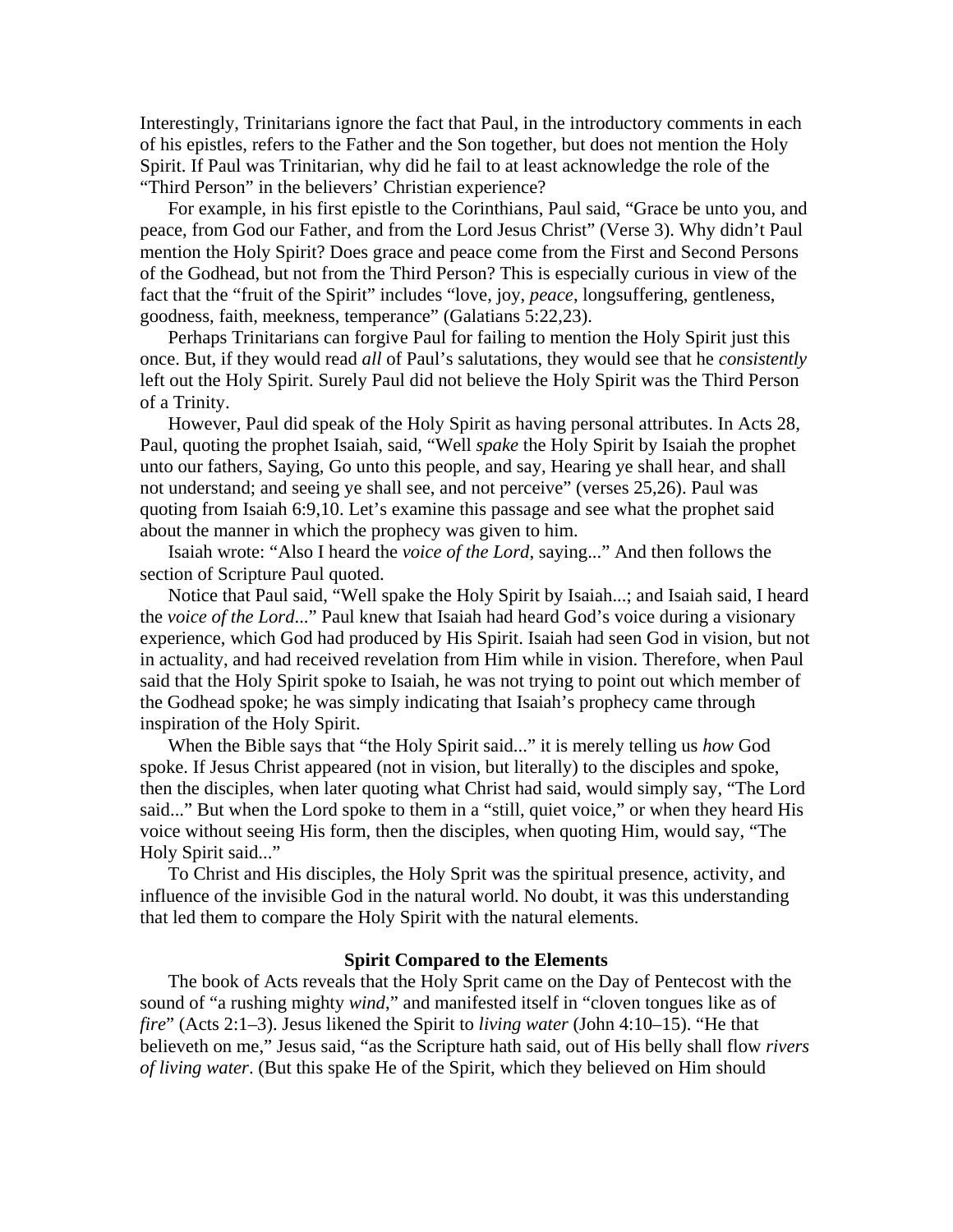Interestingly, Trinitarians ignore the fact that Paul, in the introductory comments in each of his epistles, refers to the Father and the Son together, but does not mention the Holy Spirit. If Paul was Trinitarian, why did he fail to at least acknowledge the role of the "Third Person" in the believers' Christian experience?

For example, in his first epistle to the Corinthians, Paul said, "Grace be unto you, and peace, from God our Father, and from the Lord Jesus Christ" (Verse 3). Why didn't Paul mention the Holy Spirit? Does grace and peace come from the First and Second Persons of the Godhead, but not from the Third Person? This is especially curious in view of the fact that the "fruit of the Spirit" includes "love, joy, *peace*, longsuffering, gentleness, goodness, faith, meekness, temperance" (Galatians 5:22,23).

Perhaps Trinitarians can forgive Paul for failing to mention the Holy Spirit just this once. But, if they would read *all* of Paul's salutations, they would see that he *consistently* left out the Holy Spirit. Surely Paul did not believe the Holy Spirit was the Third Person of a Trinity.

However, Paul did speak of the Holy Spirit as having personal attributes. In Acts 28, Paul, quoting the prophet Isaiah, said, "Well *spake* the Holy Spirit by Isaiah the prophet unto our fathers, Saying, Go unto this people, and say, Hearing ye shall hear, and shall not understand; and seeing ye shall see, and not perceive" (verses 25,26). Paul was quoting from Isaiah 6:9,10. Let's examine this passage and see what the prophet said about the manner in which the prophecy was given to him.

Isaiah wrote: "Also I heard the *voice of the Lord*, saying..." And then follows the section of Scripture Paul quoted.

Notice that Paul said, "Well spake the Holy Spirit by Isaiah...; and Isaiah said, I heard the *voice of the Lord*..." Paul knew that Isaiah had heard God's voice during a visionary experience, which God had produced by His Spirit. Isaiah had seen God in vision, but not in actuality, and had received revelation from Him while in vision. Therefore, when Paul said that the Holy Spirit spoke to Isaiah, he was not trying to point out which member of the Godhead spoke; he was simply indicating that Isaiah's prophecy came through inspiration of the Holy Spirit.

When the Bible says that "the Holy Spirit said..." it is merely telling us *how* God spoke. If Jesus Christ appeared (not in vision, but literally) to the disciples and spoke, then the disciples, when later quoting what Christ had said, would simply say, "The Lord said..." But when the Lord spoke to them in a "still, quiet voice," or when they heard His voice without seeing His form, then the disciples, when quoting Him, would say, "The Holy Spirit said..."

To Christ and His disciples, the Holy Sprit was the spiritual presence, activity, and influence of the invisible God in the natural world. No doubt, it was this understanding that led them to compare the Holy Spirit with the natural elements.

### Spirit Compared to the Elements

The book of Acts reveals that the Holy Sprit came on the Day of Pentecost with the sound of "a rushing mighty *wind*," and manifested itself in "cloven tongues like as of *fire*" (Acts 2:1–3). Jesus likened the Spirit to *living water* (John 4:10–15). "He that believeth on me," Jesus said, "as the Scripture hath said, out of His belly shall flow *rivers of living water*. (But this spake He of the Spirit, which they believed on Him should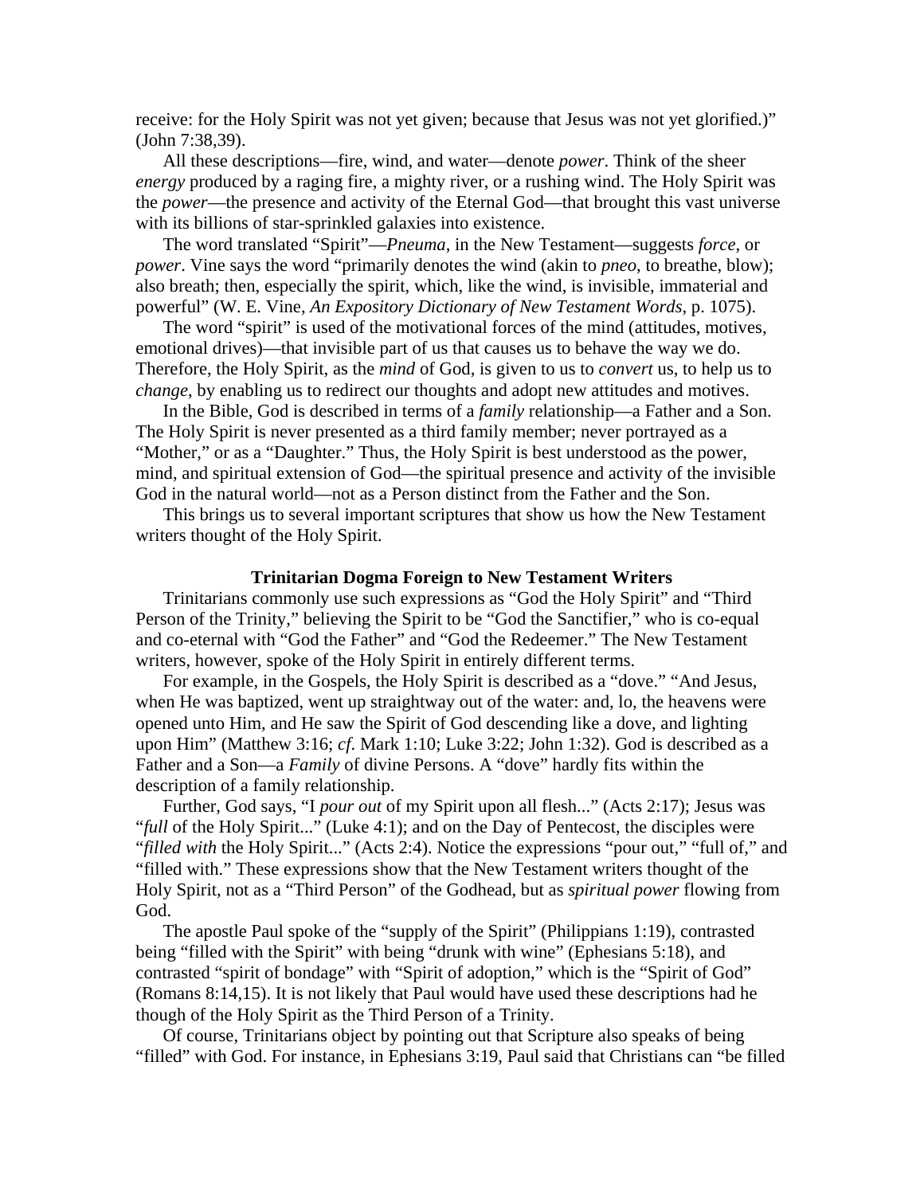receive: for the Holy Spirit was not yet given; because that Jesus was not yet glorified.)" (John 7:38,39).

All these descriptions—fire, wind, and water—denote *power*. Think of the sheer *energy* produced by a raging fire, a mighty river, or a rushing wind. The Holy Spirit was the *power*—the presence and activity of the Eternal God—that brought this vast universe with its billions of star-sprinkled galaxies into existence.

The word translated "Spirit"—*Pneuma*, in the New Testament—suggests *force*, or *power*. Vine says the word "primarily denotes the wind (akin to *pneo*, to breathe, blow); also breath; then, especially the spirit, which, like the wind, is invisible, immaterial and powerful" (W. E. Vine, *An Expository Dictionary of New Testament Words*, p. 1075).

The word "spirit" is used of the motivational forces of the mind (attitudes, motives, emotional drives)—that invisible part of us that causes us to behave the way we do. Therefore, the Holy Spirit, as the *mind* of God, is given to us to *convert* us, to help us to *change*, by enabling us to redirect our thoughts and adopt new attitudes and motives.

In the Bible, God is described in terms of a *family* relationship—a Father and a Son. The Holy Spirit is never presented as a third family member; never portrayed as a "Mother," or as a "Daughter." Thus, the Holy Spirit is best understood as the power, mind, and spiritual extension of God—the spiritual presence and activity of the invisible God in the natural world—not as a Person distinct from the Father and the Son.

This brings us to several important scriptures that show us how the New Testament writers thought of the Holy Spirit.

### Trinitarian Dogma Foreign to New Testament Writers

Trinitarians commonly use such expressions as "God the Holy Spirit" and "Third Person of the Trinity," believing the Spirit to be "God the Sanctifier," who is co-equal and co-eternal with "God the Father" and "God the Redeemer." The New Testament writers, however, spoke of the Holy Spirit in entirely different terms.

For example, in the Gospels, the Holy Spirit is described as a "dove." "And Jesus, when He was baptized, went up straightway out of the water: and, lo, the heavens were opened unto Him, and He saw the Spirit of God descending like a dove, and lighting upon Him" (Matthew 3:16; *cf*. Mark 1:10; Luke 3:22; John 1:32). God is described as a Father and a Son—a *Family* of divine Persons. A "dove" hardly fits within the description of a family relationship.

Further, God says, "I *pour out* of my Spirit upon all flesh..." (Acts 2:17); Jesus was "*full* of the Holy Spirit..." (Luke 4:1); and on the Day of Pentecost, the disciples were "*filled with* the Holy Spirit..." (Acts 2:4). Notice the expressions "pour out," "full of," and "filled with." These expressions show that the New Testament writers thought of the Holy Spirit, not as a "Third Person" of the Godhead, but as *spiritual power* flowing from God.

The apostle Paul spoke of the "supply of the Spirit" (Philippians 1:19), contrasted being "filled with the Spirit" with being "drunk with wine" (Ephesians 5:18), and contrasted "spirit of bondage" with "Spirit of adoption," which is the "Spirit of God" (Romans 8:14,15). It is not likely that Paul would have used these descriptions had he though of the Holy Spirit as the Third Person of a Trinity.

Of course, Trinitarians object by pointing out that Scripture also speaks of being "filled" with God. For instance, in Ephesians 3:19, Paul said that Christians can "be filled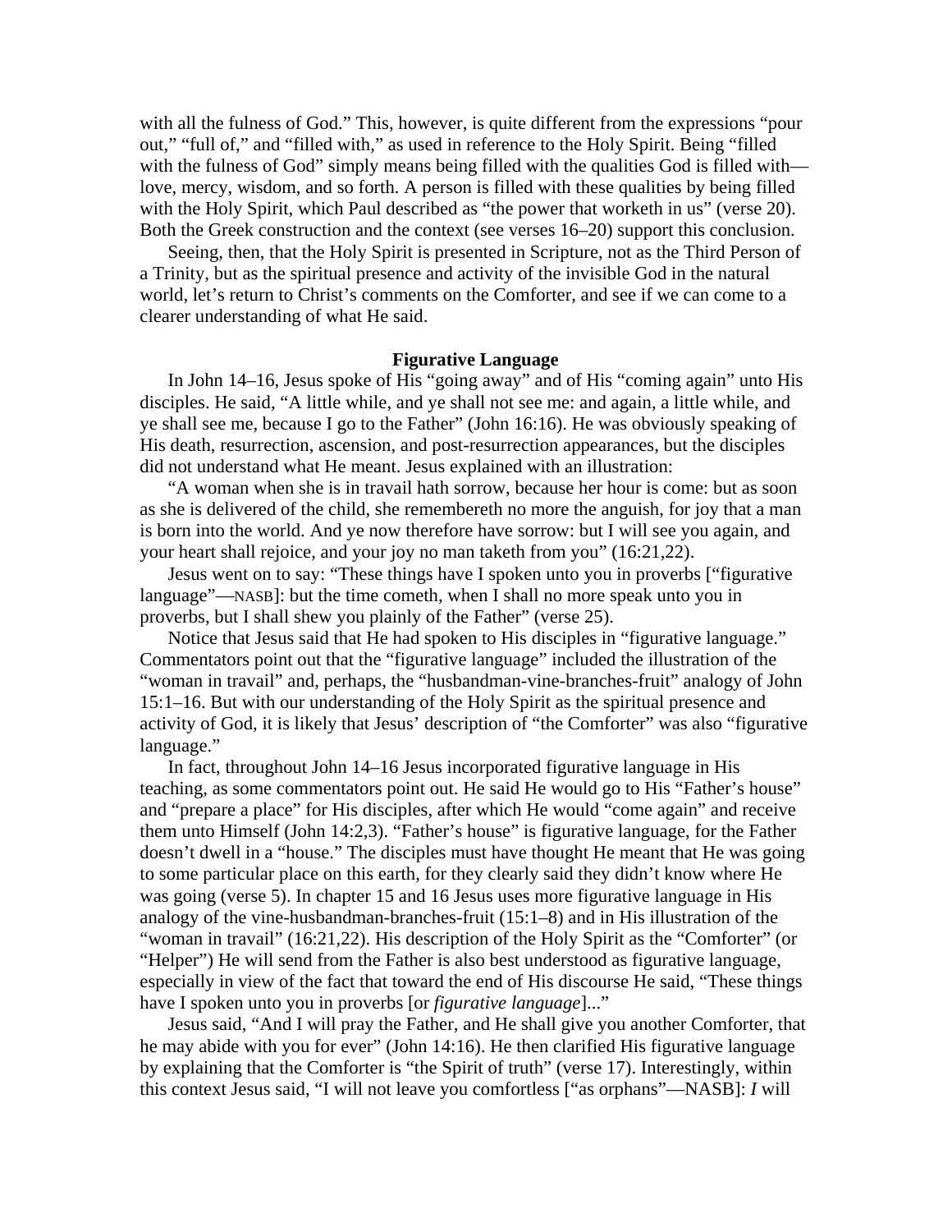with all the fulness of God." This, however, is quite different from the expressions "pour out," "full of," and "filled with," as used in reference to the Holy Spirit. Being "filled with the fulness of God" simply means being filled with the qualities God is filled with—love, mercy, wisdom, and so forth. A person is filled with these qualities by being filled with the Holy Spirit, which Paul described as "the power that worketh in us" (verse 20). Both the Greek construction and the context (see verses 16–20) support this conclusion.

Seeing, then, that the Holy Spirit is presented in Scripture, not as the Third Person of a Trinity, but as the spiritual presence and activity of the invisible God in the natural world, let's return to Christ's comments on the Comforter, and see if we can come to a clearer understanding of what He said.

### Figurative Language

In John 14–16, Jesus spoke of His "going away" and of His "coming again" unto His disciples. He said, "A little while, and ye shall not see me: and again, a little while, and ye shall see me, because I go to the Father" (John 16:16). He was obviously speaking of His death, resurrection, ascension, and post-resurrection appearances, but the disciples did not understand what He meant. Jesus explained with an illustration:

"A woman when she is in travail hath sorrow, because her hour is come: but as soon as she is delivered of the child, she remembereth no more the anguish, for joy that a man is born into the world. And ye now therefore have sorrow: but I will see you again, and your heart shall rejoice, and your joy no man taketh from you" (16:21,22).

Jesus went on to say: "These things have I spoken unto you in proverbs ["figurative language"—NASB]: but the time cometh, when I shall no more speak unto you in proverbs, but I shall shew you plainly of the Father" (verse 25).

Notice that Jesus said that He had spoken to His disciples in "figurative language." Commentators point out that the "figurative language" included the illustration of the "woman in travail" and, perhaps, the "husbandman-vine-branches-fruit" analogy of John 15:1–16. But with our understanding of the Holy Spirit as the spiritual presence and activity of God, it is likely that Jesus' description of "the Comforter" was also "figurative language."

In fact, throughout John 14–16 Jesus incorporated figurative language in His teaching, as some commentators point out. He said He would go to His "Father's house" and "prepare a place" for His disciples, after which He would "come again" and receive them unto Himself (John 14:2,3). "Father's house" is figurative language, for the Father doesn't dwell in a "house." The disciples must have thought He meant that He was going to some particular place on this earth, for they clearly said they didn't know where He was going (verse 5). In chapter 15 and 16 Jesus uses more figurative language in His analogy of the vine-husbandman-branches-fruit (15:1–8) and in His illustration of the "woman in travail" (16:21,22). His description of the Holy Spirit as the "Comforter" (or "Helper") He will send from the Father is also best understood as figurative language, especially in view of the fact that toward the end of His discourse He said, "These things have I spoken unto you in proverbs [or *figurative language*]..."

Jesus said, "And I will pray the Father, and He shall give you another Comforter, that he may abide with you for ever" (John 14:16). He then clarified His figurative language by explaining that the Comforter is "the Spirit of truth" (verse 17). Interestingly, within this context Jesus said, "I will not leave you comfortless ["as orphans"—NASB]: *I* will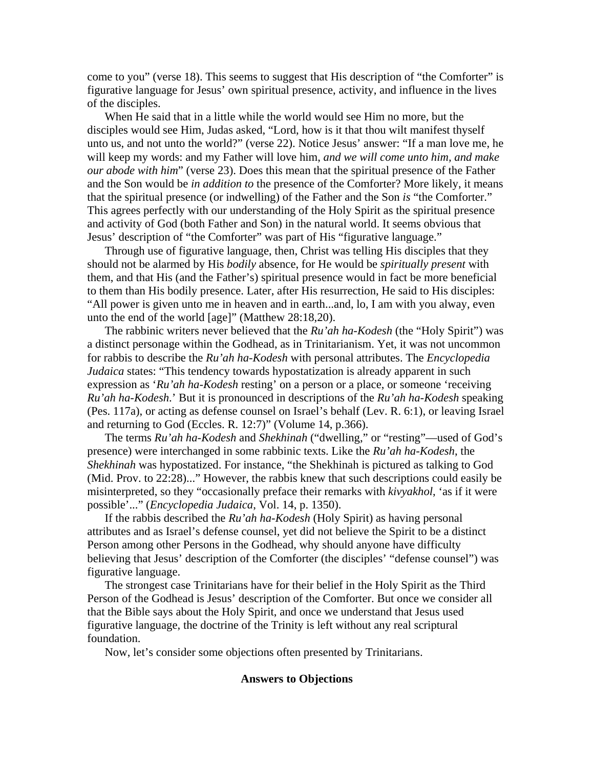come to you" (verse 18). This seems to suggest that His description of "the Comforter" is figurative language for Jesus' own spiritual presence, activity, and influence in the lives of the disciples.

When He said that in a little while the world would see Him no more, but the disciples would see Him, Judas asked, "Lord, how is it that thou wilt manifest thyself unto us, and not unto the world?" (verse 22). Notice Jesus' answer: "If a man love me, he will keep my words: and my Father will love him, *and we will come unto him, and make our abode with him*" (verse 23). Does this mean that the spiritual presence of the Father and the Son would be *in addition to* the presence of the Comforter? More likely, it means that the spiritual presence (or indwelling) of the Father and the Son *is* "the Comforter." This agrees perfectly with our understanding of the Holy Spirit as the spiritual presence and activity of God (both Father and Son) in the natural world. It seems obvious that Jesus' description of "the Comforter" was part of His "figurative language."

Through use of figurative language, then, Christ was telling His disciples that they should not be alarmed by His *bodily* absence, for He would be *spiritually present* with them, and that His (and the Father's) spiritual presence would in fact be more beneficial to them than His bodily presence. Later, after His resurrection, He said to His disciples: "All power is given unto me in heaven and in earth...and, lo, I am with you alway, even unto the end of the world [age]" (Matthew 28:18,20).

The rabbinic writers never believed that the *Ru'ah ha-Kodesh* (the "Holy Spirit") was a distinct personage within the Godhead, as in Trinitarianism. Yet, it was not uncommon for rabbis to describe the *Ru'ah ha-Kodesh* with personal attributes. The *Encyclopedia Judaica* states: "This tendency towards hypostatization is already apparent in such expression as '*Ru'ah ha-Kodesh* resting' on a person or a place, or someone 'receiving *Ru'ah ha-Kodesh*.' But it is pronounced in descriptions of the *Ru'ah ha-Kodesh* speaking (Pes. 117a), or acting as defense counsel on Israel's behalf (Lev. R. 6:1), or leaving Israel and returning to God (Eccles. R. 12:7)" (Volume 14, p.366).

The terms *Ru'ah ha-Kodesh* and *Shekhinah* ("dwelling," or "resting"—used of God's presence) were interchanged in some rabbinic texts. Like the *Ru'ah ha-Kodesh*, the *Shekhinah* was hypostatized. For instance, "the Shekhinah is pictured as talking to God (Mid. Prov. to 22:28)..." However, the rabbis knew that such descriptions could easily be misinterpreted, so they "occasionally preface their remarks with *kivyakhol*, 'as if it were possible'..." (*Encyclopedia Judaica*, Vol. 14, p. 1350).

If the rabbis described the *Ru'ah ha-Kodesh* (Holy Spirit) as having personal attributes and as Israel's defense counsel, yet did not believe the Spirit to be a distinct Person among other Persons in the Godhead, why should anyone have difficulty believing that Jesus' description of the Comforter (the disciples' "defense counsel") was figurative language.

The strongest case Trinitarians have for their belief in the Holy Spirit as the Third Person of the Godhead is Jesus' description of the Comforter. But once we consider all that the Bible says about the Holy Spirit, and once we understand that Jesus used figurative language, the doctrine of the Trinity is left without any real scriptural foundation.

Now, let's consider some objections often presented by Trinitarians.

## Answers to Objections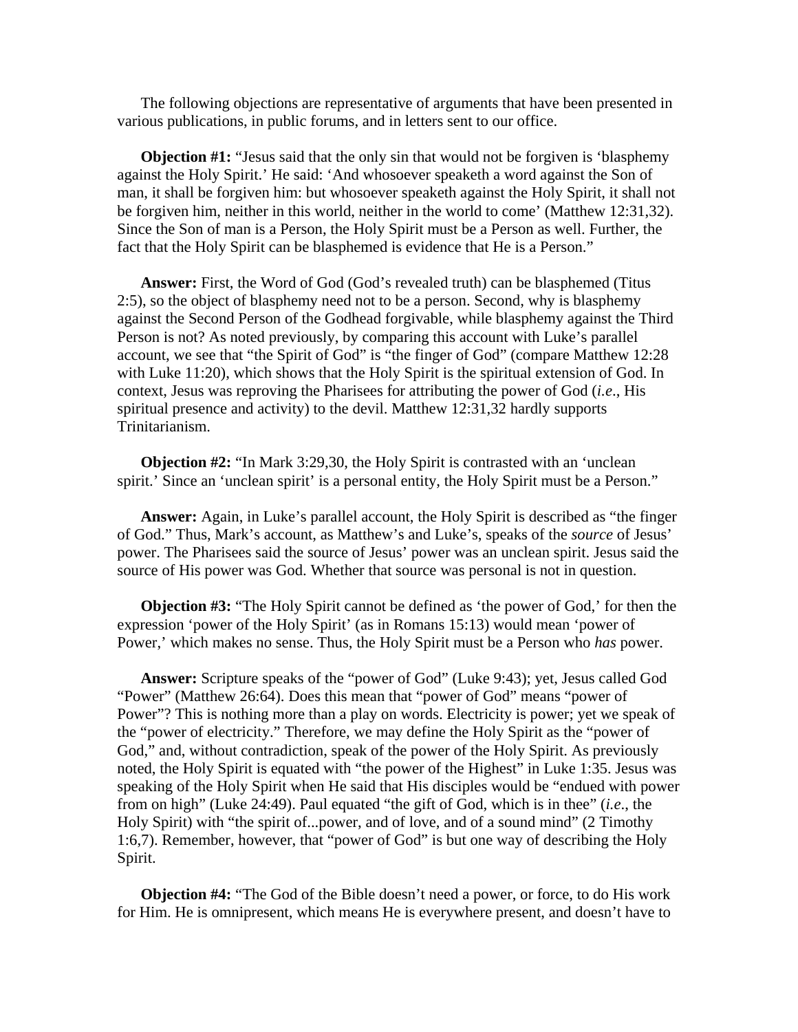The following objections are representative of arguments that have been presented in various publications, in public forums, and in letters sent to our office.

**Objection #1:** "Jesus said that the only sin that would not be forgiven is 'blasphemy against the Holy Spirit.' He said: 'And whosoever speaketh a word against the Son of man, it shall be forgiven him: but whosoever speaketh against the Holy Spirit, it shall not be forgiven him, neither in this world, neither in the world to come' (Matthew 12:31,32). Since the Son of man is a Person, the Holy Spirit must be a Person as well. Further, the fact that the Holy Spirit can be blasphemed is evidence that He is a Person."

**Answer:** First, the Word of God (God's revealed truth) can be blasphemed (Titus 2:5), so the object of blasphemy need not to be a person. Second, why is blasphemy against the Second Person of the Godhead forgivable, while blasphemy against the Third Person is not? As noted previously, by comparing this account with Luke's parallel account, we see that "the Spirit of God" is "the finger of God" (compare Matthew 12:28 with Luke 11:20), which shows that the Holy Spirit is the spiritual extension of God. In context, Jesus was reproving the Pharisees for attributing the power of God (*i.e*., His spiritual presence and activity) to the devil. Matthew 12:31,32 hardly supports Trinitarianism.

**Objection #2:** "In Mark 3:29,30, the Holy Spirit is contrasted with an 'unclean spirit.' Since an 'unclean spirit' is a personal entity, the Holy Spirit must be a Person."

**Answer:** Again, in Luke's parallel account, the Holy Spirit is described as "the finger of God." Thus, Mark's account, as Matthew's and Luke's, speaks of the *source* of Jesus' power. The Pharisees said the source of Jesus' power was an unclean spirit. Jesus said the source of His power was God. Whether that source was personal is not in question.

**Objection #3:** "The Holy Spirit cannot be defined as 'the power of God,' for then the expression 'power of the Holy Spirit' (as in Romans 15:13) would mean 'power of Power,' which makes no sense. Thus, the Holy Spirit must be a Person who *has* power.

**Answer:** Scripture speaks of the "power of God" (Luke 9:43); yet, Jesus called God "Power" (Matthew 26:64). Does this mean that "power of God" means "power of Power"? This is nothing more than a play on words. Electricity is power; yet we speak of the "power of electricity." Therefore, we may define the Holy Spirit as the "power of God," and, without contradiction, speak of the power of the Holy Spirit. As previously noted, the Holy Spirit is equated with "the power of the Highest" in Luke 1:35. Jesus was speaking of the Holy Spirit when He said that His disciples would be "endued with power from on high" (Luke 24:49). Paul equated "the gift of God, which is in thee" (*i.e*., the Holy Spirit) with "the spirit of...power, and of love, and of a sound mind" (2 Timothy 1:6,7). Remember, however, that "power of God" is but one way of describing the Holy Spirit.

**Objection #4:** "The God of the Bible doesn't need a power, or force, to do His work for Him. He is omnipresent, which means He is everywhere present, and doesn't have to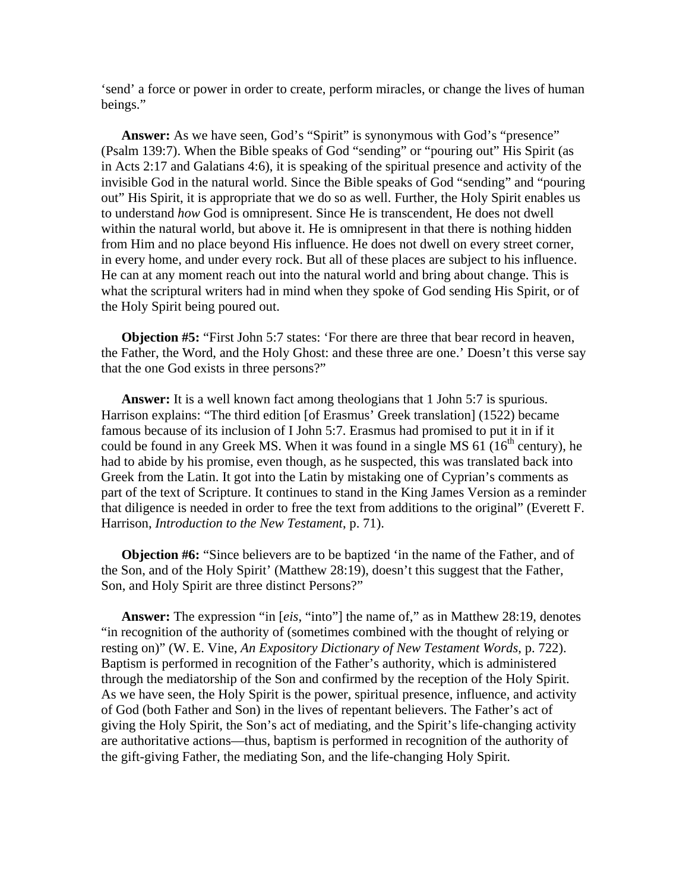'send' a force or power in order to create, perform miracles, or change the lives of human beings."

**Answer:** As we have seen, God's "Spirit" is synonymous with God's "presence" (Psalm 139:7). When the Bible speaks of God "sending" or "pouring out" His Spirit (as in Acts 2:17 and Galatians 4:6), it is speaking of the spiritual presence and activity of the invisible God in the natural world. Since the Bible speaks of God "sending" and "pouring out" His Spirit, it is appropriate that we do so as well. Further, the Holy Spirit enables us to understand *how* God is omnipresent. Since He is transcendent, He does not dwell within the natural world, but above it. He is omnipresent in that there is nothing hidden from Him and no place beyond His influence. He does not dwell on every street corner, in every home, and under every rock. But all of these places are subject to his influence. He can at any moment reach out into the natural world and bring about change. This is what the scriptural writers had in mind when they spoke of God sending His Spirit, or of the Holy Spirit being poured out.

**Objection #5:** "First John 5:7 states: 'For there are three that bear record in heaven, the Father, the Word, and the Holy Ghost: and these three are one.' Doesn't this verse say that the one God exists in three persons?"

**Answer:** It is a well known fact among theologians that 1 John 5:7 is spurious. Harrison explains: "The third edition [of Erasmus' Greek translation] (1522) became famous because of its inclusion of I John 5:7. Erasmus had promised to put it in if it could be found in any Greek MS. When it was found in a single MS 61 (16th century), he had to abide by his promise, even though, as he suspected, this was translated back into Greek from the Latin. It got into the Latin by mistaking one of Cyprian's comments as part of the text of Scripture. It continues to stand in the King James Version as a reminder that diligence is needed in order to free the text from additions to the original" (Everett F. Harrison, *Introduction to the New Testament*, p. 71).

**Objection #6:** "Since believers are to be baptized 'in the name of the Father, and of the Son, and of the Holy Spirit' (Matthew 28:19), doesn't this suggest that the Father, Son, and Holy Spirit are three distinct Persons?"

**Answer:** The expression "in [*eis*, "into"] the name of," as in Matthew 28:19, denotes "in recognition of the authority of (sometimes combined with the thought of relying or resting on)" (W. E. Vine, *An Expository Dictionary of New Testament Words*, p. 722). Baptism is performed in recognition of the Father's authority, which is administered through the mediatorship of the Son and confirmed by the reception of the Holy Spirit. As we have seen, the Holy Spirit is the power, spiritual presence, influence, and activity of God (both Father and Son) in the lives of repentant believers. The Father's act of giving the Holy Spirit, the Son's act of mediating, and the Spirit's life-changing activity are authoritative actions—thus, baptism is performed in recognition of the authority of the gift-giving Father, the mediating Son, and the life-changing Holy Spirit.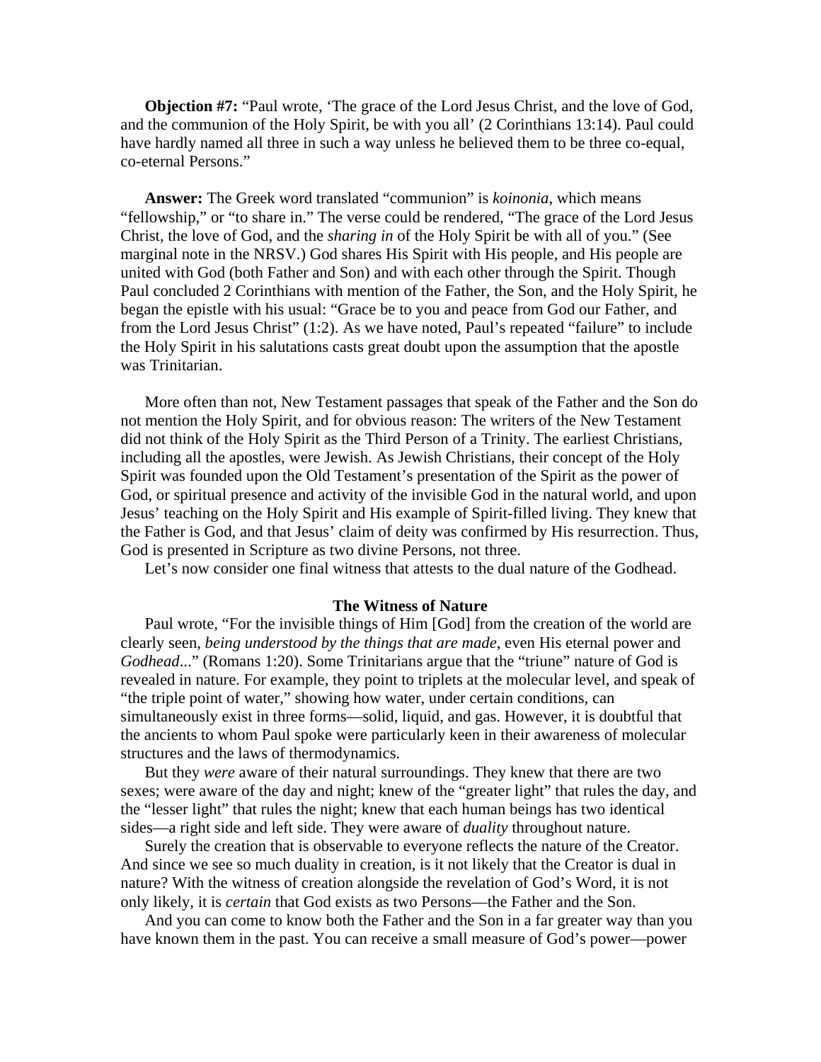**Objection #7:** “Paul wrote, ‘The grace of the Lord Jesus Christ, and the love of God, and the communion of the Holy Spirit, be with you all’ (2 Corinthians 13:14). Paul could have hardly named all three in such a way unless he believed them to be three co-equal, co-eternal Persons.”

**Answer:** The Greek word translated “communion” is *koinonia*, which means “fellowship,” or “to share in.” The verse could be rendered, “The grace of the Lord Jesus Christ, the love of God, and the *sharing in* of the Holy Spirit be with all of you.” (See marginal note in the NRSV.) God shares His Spirit with His people, and His people are united with God (both Father and Son) and with each other through the Spirit. Though Paul concluded 2 Corinthians with mention of the Father, the Son, and the Holy Spirit, he began the epistle with his usual: “Grace be to you and peace from God our Father, and from the Lord Jesus Christ” (1:2). As we have noted, Paul’s repeated “failure” to include the Holy Spirit in his salutations casts great doubt upon the assumption that the apostle was Trinitarian.

More often than not, New Testament passages that speak of the Father and the Son do not mention the Holy Spirit, and for obvious reason: The writers of the New Testament did not think of the Holy Spirit as the Third Person of a Trinity. The earliest Christians, including all the apostles, were Jewish. As Jewish Christians, their concept of the Holy Spirit was founded upon the Old Testament’s presentation of the Spirit as the power of God, or spiritual presence and activity of the invisible God in the natural world, and upon Jesus’ teaching on the Holy Spirit and His example of Spirit-filled living. They knew that the Father is God, and that Jesus’ claim of deity was confirmed by His resurrection. Thus, God is presented in Scripture as two divine Persons, not three.

Let’s now consider one final witness that attests to the dual nature of the Godhead.

### The Witness of Nature

Paul wrote, “For the invisible things of Him [God] from the creation of the world are clearly seen, *being understood by the things that are made*, even His eternal power and *Godhead*...” (Romans 1:20). Some Trinitarians argue that the “triune” nature of God is revealed in nature. For example, they point to triplets at the molecular level, and speak of “the triple point of water,” showing how water, under certain conditions, can simultaneously exist in three forms—solid, liquid, and gas. However, it is doubtful that the ancients to whom Paul spoke were particularly keen in their awareness of molecular structures and the laws of thermodynamics.

But they *were* aware of their natural surroundings. They knew that there are two sexes; were aware of the day and night; knew of the “greater light” that rules the day, and the “lesser light” that rules the night; knew that each human beings has two identical sides—a right side and left side. They were aware of *duality* throughout nature.

Surely the creation that is observable to everyone reflects the nature of the Creator. And since we see so much duality in creation, is it not likely that the Creator is dual in nature? With the witness of creation alongside the revelation of God’s Word, it is not only likely, it is *certain* that God exists as two Persons—the Father and the Son.

And you can come to know both the Father and the Son in a far greater way than you have known them in the past. You can receive a small measure of God’s power—power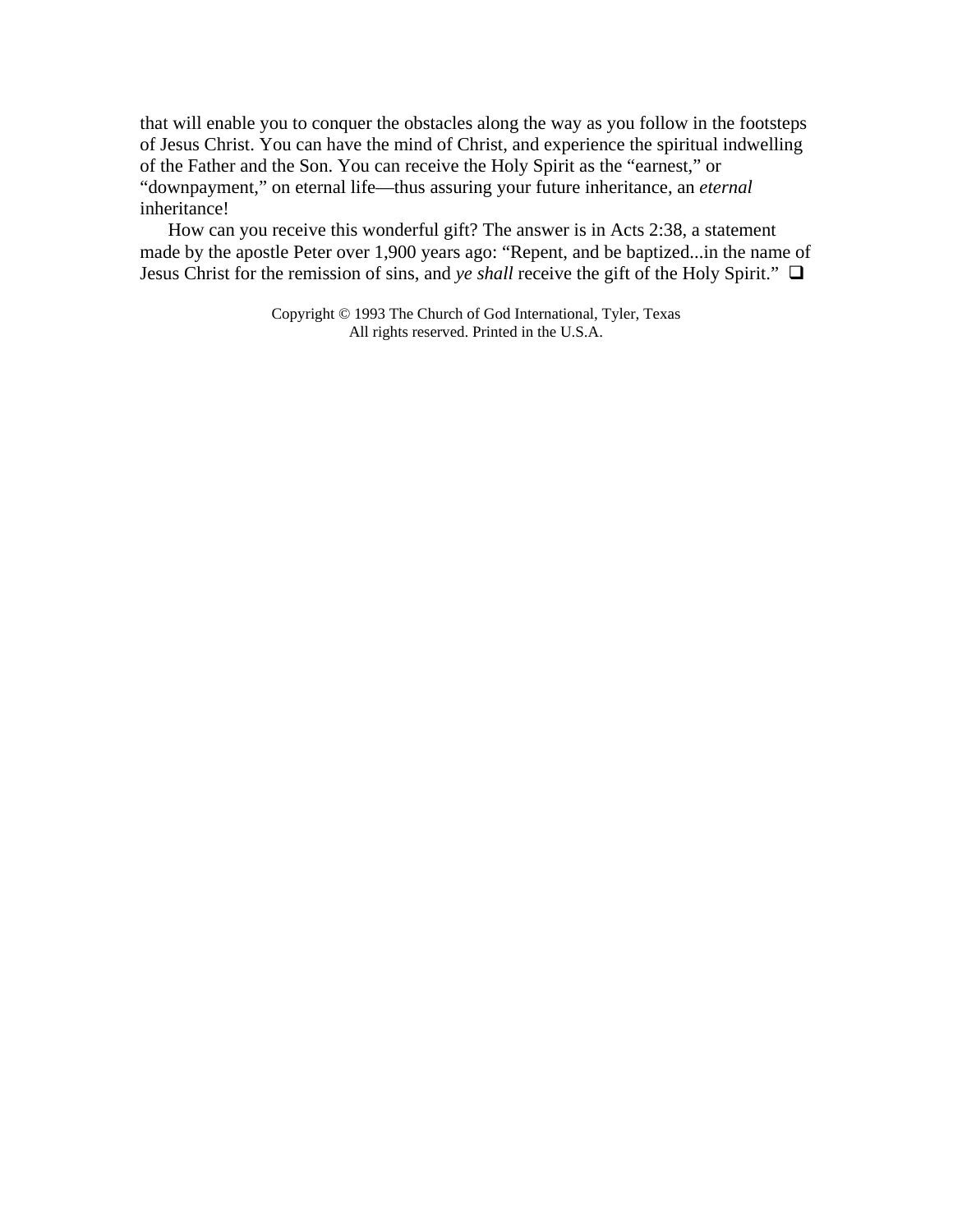that will enable you to conquer the obstacles along the way as you follow in the footsteps of Jesus Christ. You can have the mind of Christ, and experience the spiritual indwelling of the Father and the Son. You can receive the Holy Spirit as the "earnest," or "downpayment," on eternal life—thus assuring your future inheritance, an *eternal* inheritance!

How can you receive this wonderful gift? The answer is in Acts 2:38, a statement made by the apostle Peter over 1,900 years ago: "Repent, and be baptized...in the name of Jesus Christ for the remission of sins, and *ye shall* receive the gift of the Holy Spirit." ❑

Copyright © 1993 The Church of God International, Tyler, Texas
All rights reserved. Printed in the U.S.A.